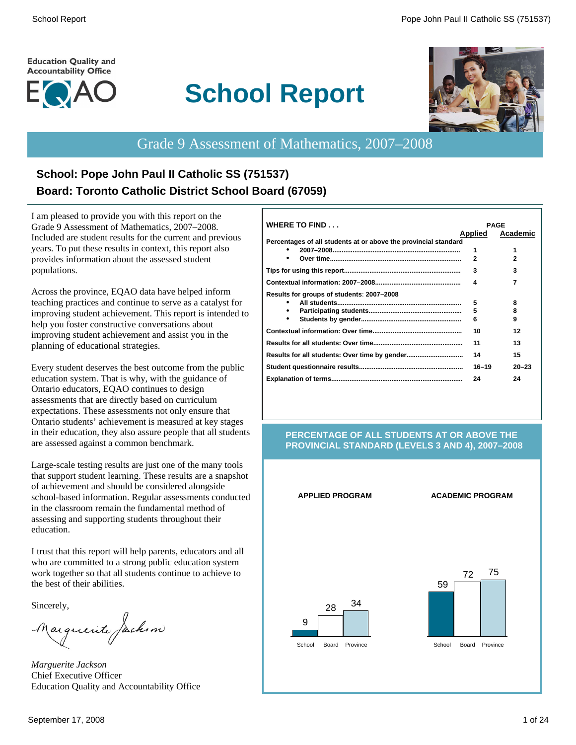Education Quality and Accountability Office

EQAO

# School Report

## Grade 9 Assessment of Mathematics, 2007–2008

### School: Pope John Paul II Catholic SS (751537)
### Board: Toronto Catholic District School Board (67059)

I am pleased to provide you with this report on the Grade 9 Assessment of Mathematics, 2007–2008. Included are student results for the current and previous years. To put these results in context, this report also provides information about the assessed student populations.

Across the province, EQAO data have helped inform teaching practices and continue to serve as a catalyst for improving student achievement. This report is intended to help you foster constructive conversations about improving student achievement and assist you in the planning of educational strategies.

Every student deserves the best outcome from the public education system. That is why, with the guidance of Ontario educators, EQAO continues to design assessments that are directly based on curriculum expectations. These assessments not only ensure that Ontario students' achievement is measured at key stages in their education, they also assure people that all students are assessed against a common benchmark.

Large-scale testing results are just one of the many tools that support student learning. These results are a snapshot of achievement and should be considered alongside school-based information. Regular assessments conducted in the classroom remain the fundamental method of assessing and supporting students throughout their education.

I trust that this report will help parents, educators and all who are committed to a strong public education system work together so that all students continue to achieve to the best of their abilities.

Sincerely,

*Marguerite Jackson*
Chief Executive Officer
Education Quality and Accountability Office

**WHERE TO FIND . . .**

| | PAGE Applied | PAGE Academic |
|---|---|---|
| **Percentages of all students at or above the provincial standard** | | |
| • 2007–2008 | 1 | 1 |
| • Over time | 2 | 2 |
| **Tips for using this report** | 3 | 3 |
| **Contextual information: 2007–2008** | 4 | 7 |
| **Results for groups of students: 2007–2008** | | |
| • All students | 5 | 8 |
| • Participating students | 5 | 8 |
| • Students by gender | 6 | 9 |
| **Contextual information: Over time** | 10 | 12 |
| **Results for all students: Over time** | 11 | 13 |
| **Results for all students: Over time by gender** | 14 | 15 |
| **Student questionnaire results** | 16–19 | 20–23 |
| **Explanation of terms** | 24 | 24 |

**PERCENTAGE OF ALL STUDENTS AT OR ABOVE THE PROVINCIAL STANDARD (LEVELS 3 AND 4), 2007–2008**

| | School | Board | Province |
|---|---|---|---|
| APPLIED PROGRAM | 9 | 28 | 34 |
| ACADEMIC PROGRAM | 59 | 72 | 75 |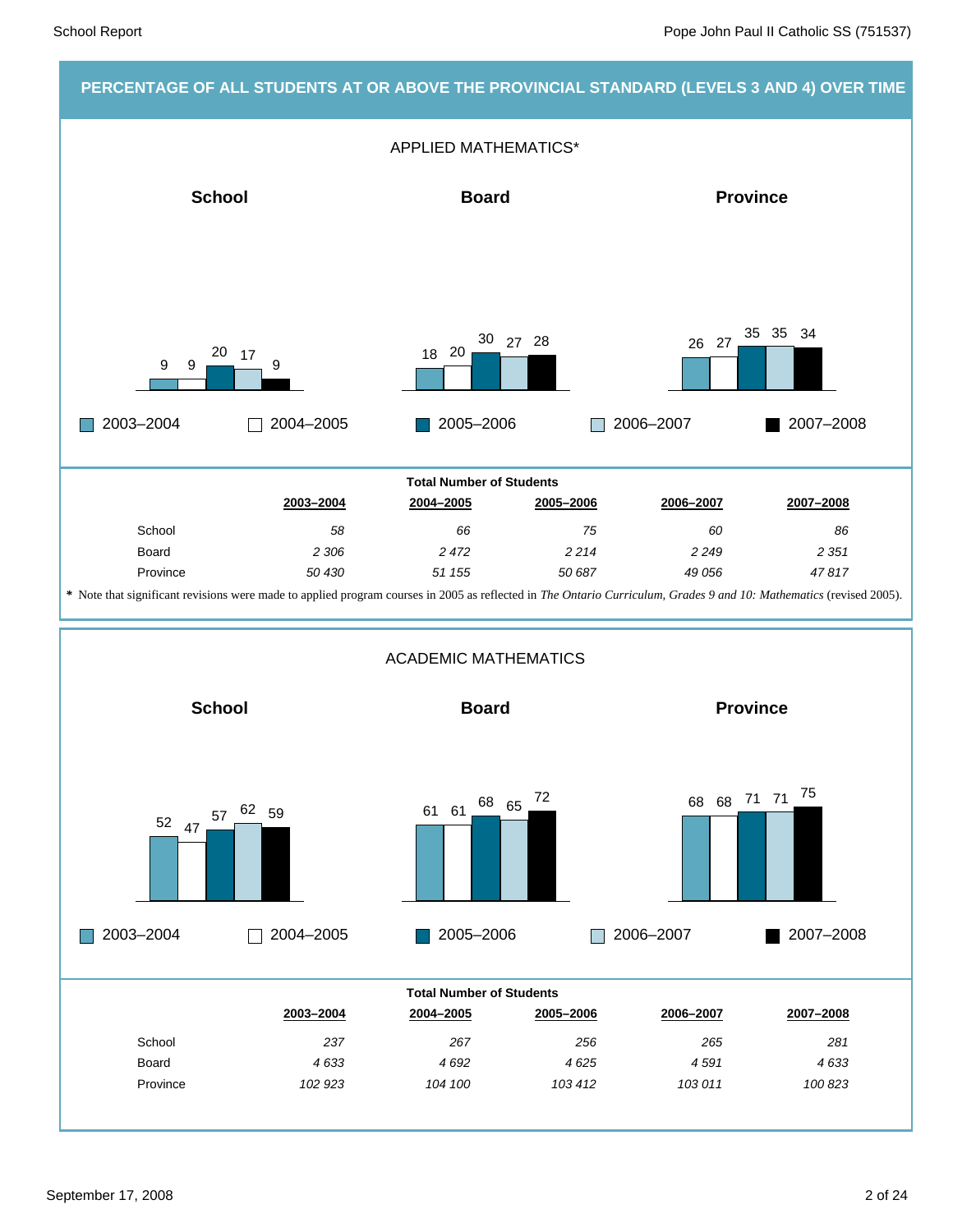## PERCENTAGE OF ALL STUDENTS AT OR ABOVE THE PROVINCIAL STANDARD (LEVELS 3 AND 4) OVER TIME

### APPLIED MATHEMATICS*

| | 2003–2004 | 2004–2005 | 2005–2006 | 2006–2007 | 2007–2008 |
|---|---|---|---|---|---|
| School | 9 | 9 | 20 | 17 | 9 |
| Board | 18 | 20 | 30 | 27 | 28 |
| Province | 26 | 27 | 35 | 35 | 34 |

**Total Number of Students**

| | 2003–2004 | 2004–2005 | 2005–2006 | 2006–2007 | 2007–2008 |
|---|---|---|---|---|---|
| School | *58* | *66* | *75* | *60* | *86* |
| Board | *2 306* | *2 472* | *2 214* | *2 249* | *2 351* |
| Province | *50 430* | *51 155* | *50 687* | *49 056* | *47 817* |

**\*** Note that significant revisions were made to applied program courses in 2005 as reflected in *The Ontario Curriculum, Grades 9 and 10: Mathematics* (revised 2005).

### ACADEMIC MATHEMATICS

| | 2003–2004 | 2004–2005 | 2005–2006 | 2006–2007 | 2007–2008 |
|---|---|---|---|---|---|
| School | 52 | 47 | 57 | 62 | 59 |
| Board | 61 | 61 | 68 | 65 | 72 |
| Province | 68 | 68 | 71 | 71 | 75 |

**Total Number of Students**

| | 2003–2004 | 2004–2005 | 2005–2006 | 2006–2007 | 2007–2008 |
|---|---|---|---|---|---|
| School | *237* | *267* | *256* | *265* | *281* |
| Board | *4 633* | *4 692* | *4 625* | *4 591* | *4 633* |
| Province | *102 923* | *104 100* | *103 412* | *103 011* | *100 823* |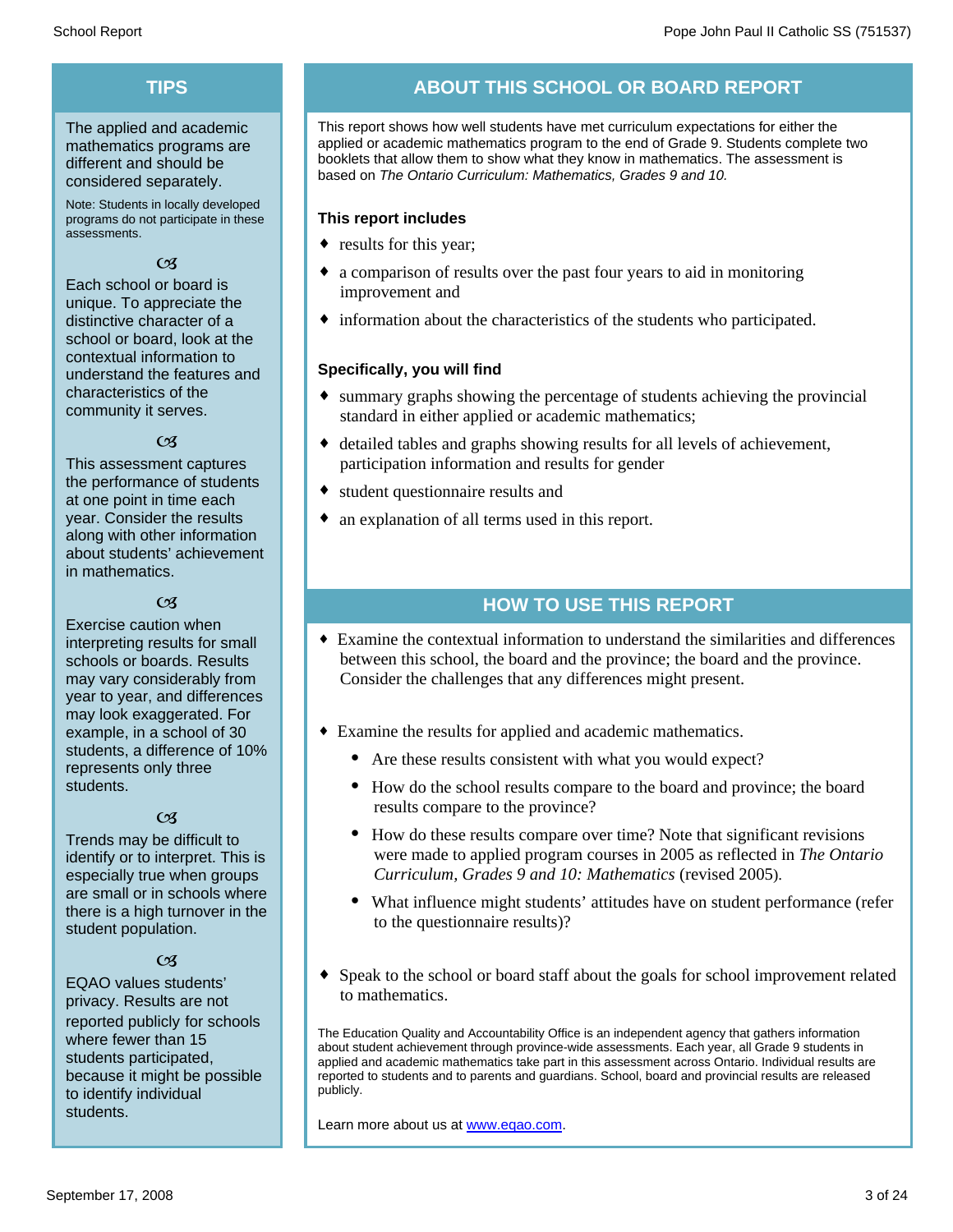## TIPS

The applied and academic mathematics programs are different and should be considered separately.

Note: Students in locally developed programs do not participate in these assessments.

Each school or board is unique. To appreciate the distinctive character of a school or board, look at the contextual information to understand the features and characteristics of the community it serves.

This assessment captures the performance of students at one point in time each year. Consider the results along with other information about students' achievement in mathematics.

Exercise caution when interpreting results for small schools or boards. Results may vary considerably from year to year, and differences may look exaggerated. For example, in a school of 30 students, a difference of 10% represents only three students.

Trends may be difficult to identify or to interpret. This is especially true when groups are small or in schools where there is a high turnover in the student population.

EQAO values students' privacy. Results are not reported publicly for schools where fewer than 15 students participated, because it might be possible to identify individual students.

## ABOUT THIS SCHOOL OR BOARD REPORT

This report shows how well students have met curriculum expectations for either the applied or academic mathematics program to the end of Grade 9. Students complete two booklets that allow them to show what they know in mathematics. The assessment is based on *The Ontario Curriculum: Mathematics, Grades 9 and 10.*

**This report includes**

- results for this year;
- a comparison of results over the past four years to aid in monitoring improvement and
- information about the characteristics of the students who participated.

**Specifically, you will find**

- summary graphs showing the percentage of students achieving the provincial standard in either applied or academic mathematics;
- detailed tables and graphs showing results for all levels of achievement, participation information and results for gender
- student questionnaire results and
- an explanation of all terms used in this report.

## HOW TO USE THIS REPORT

- Examine the contextual information to understand the similarities and differences between this school, the board and the province; the board and the province. Consider the challenges that any differences might present.
- Examine the results for applied and academic mathematics.
  - Are these results consistent with what you would expect?
  - How do the school results compare to the board and province; the board results compare to the province?
  - How do these results compare over time? Note that significant revisions were made to applied program courses in 2005 as reflected in *The Ontario Curriculum, Grades 9 and 10: Mathematics* (revised 2005).
  - What influence might students' attitudes have on student performance (refer to the questionnaire results)?
- Speak to the school or board staff about the goals for school improvement related to mathematics.

The Education Quality and Accountability Office is an independent agency that gathers information about student achievement through province-wide assessments. Each year, all Grade 9 students in applied and academic mathematics take part in this assessment across Ontario. Individual results are reported to students and to parents and guardians. School, board and provincial results are released publicly.

Learn more about us at [www.eqao.com](http://www.eqao.com).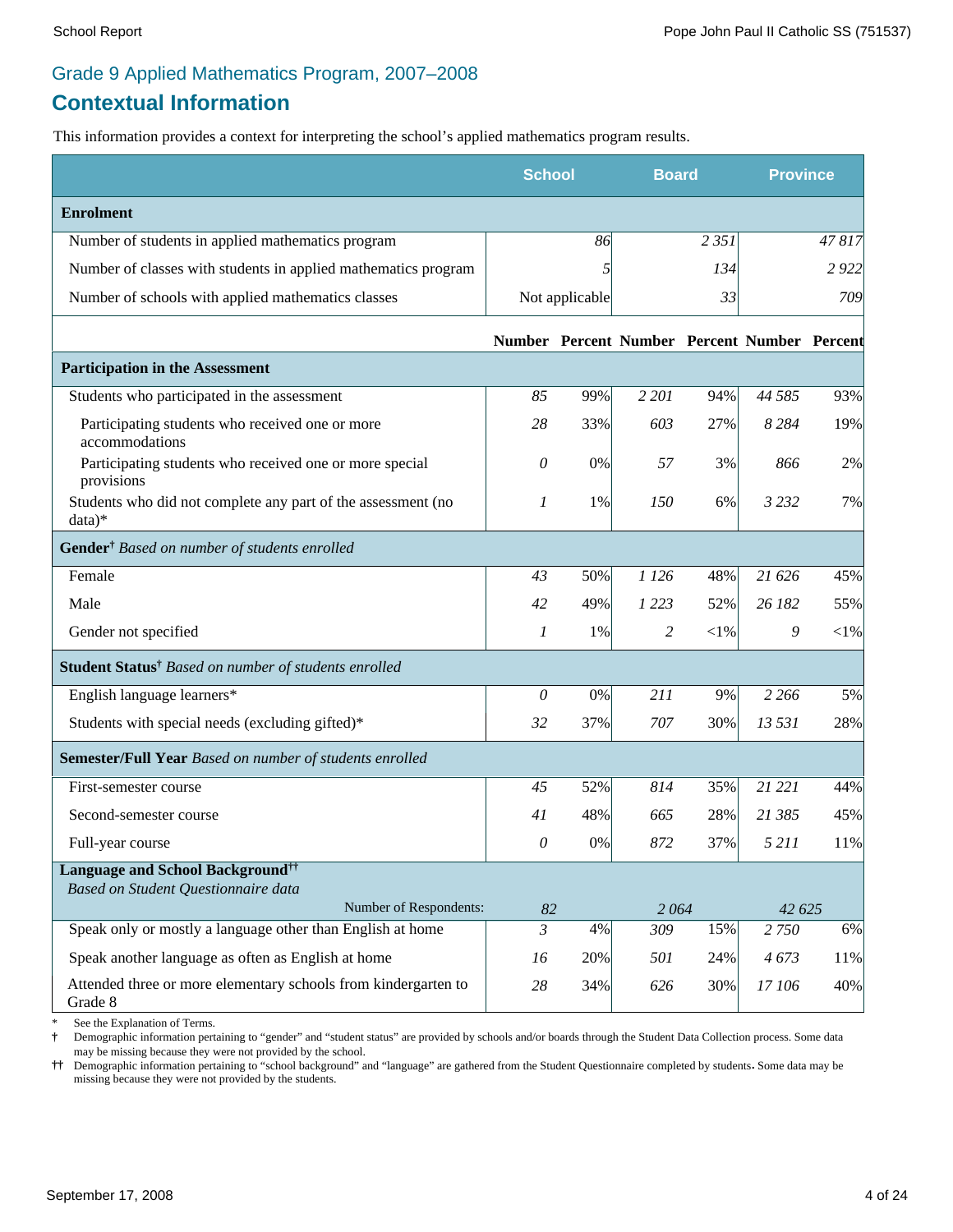## Grade 9 Applied Mathematics Program, 2007–2008

# Contextual Information

This information provides a context for interpreting the school's applied mathematics program results.

| | School | | Board | | Province | |
|---|---|---|---|---|---|---|
| **Enrolment** | | | | | | |
| Number of students in applied mathematics program | *86* | | *2 351* | | *47 817* | |
| Number of classes with students in applied mathematics program | *5* | | *134* | | *2 922* | |
| Number of schools with applied mathematics classes | Not applicable | | *33* | | *709* | |
| | **Number** | **Percent** | **Number** | **Percent** | **Number** | **Percent** |
| **Participation in the Assessment** | | | | | | |
| Students who participated in the assessment | *85* | 99% | *2 201* | 94% | *44 585* | 93% |
| Participating students who received one or more accommodations | *28* | 33% | *603* | 27% | *8 284* | 19% |
| Participating students who received one or more special provisions | *0* | 0% | *57* | 3% | *866* | 2% |
| Students who did not complete any part of the assessment (no data)* | *1* | 1% | *150* | 6% | *3 232* | 7% |
| **Gender**† *Based on number of students enrolled* | | | | | | |
| Female | *43* | 50% | *1 126* | 48% | *21 626* | 45% |
| Male | *42* | 49% | *1 223* | 52% | *26 182* | 55% |
| Gender not specified | *1* | 1% | *2* | <1% | *9* | <1% |
| **Student Status**† *Based on number of students enrolled* | | | | | | |
| English language learners* | *0* | 0% | *211* | 9% | *2 266* | 5% |
| Students with special needs (excluding gifted)* | *32* | 37% | *707* | 30% | *13 531* | 28% |
| **Semester/Full Year** *Based on number of students enrolled* | | | | | | |
| First-semester course | *45* | 52% | *814* | 35% | *21 221* | 44% |
| Second-semester course | *41* | 48% | *665* | 28% | *21 385* | 45% |
| Full-year course | *0* | 0% | *872* | 37% | *5 211* | 11% |
| **Language and School Background**†† *Based on Student Questionnaire data* | | | | | | |
| Number of Respondents: | *82* | | *2 064* | | *42 625* | |
| Speak only or mostly a language other than English at home | *3* | 4% | *309* | 15% | *2 750* | 6% |
| Speak another language as often as English at home | *16* | 20% | *501* | 24% | *4 673* | 11% |
| Attended three or more elementary schools from kindergarten to Grade 8 | *28* | 34% | *626* | 30% | *17 106* | 40% |

\* See the Explanation of Terms.

† Demographic information pertaining to "gender" and "student status" are provided by schools and/or boards through the Student Data Collection process. Some data may be missing because they were not provided by the school.

†† Demographic information pertaining to "school background" and "language" are gathered from the Student Questionnaire completed by students. Some data may be missing because they were not provided by the students.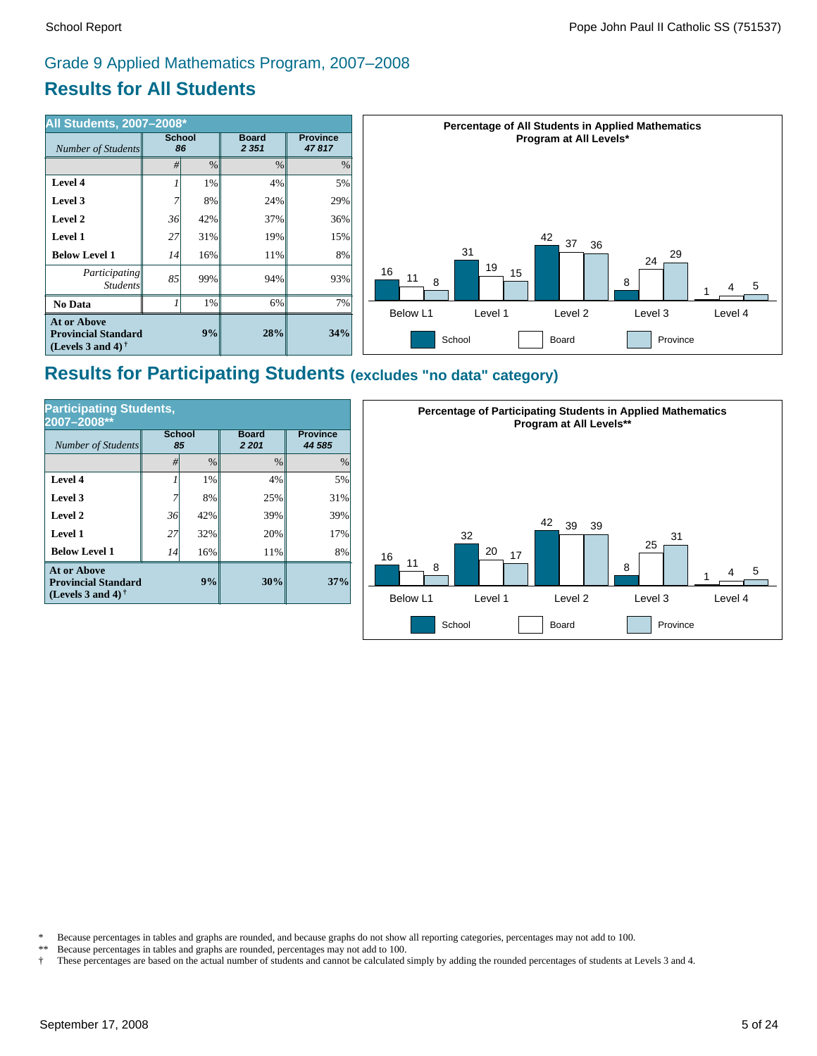## Grade 9 Applied Mathematics Program, 2007–2008

# Results for All Students

| All Students, 2007–2008* | School | | Board | Province |
|---|---|---|---|---|
| *Number of Students* | 86 | | 2 351 | 47 817 |
| | # | % | % | % |
| **Level 4** | 1 | 1% | 4% | 5% |
| **Level 3** | 7 | 8% | 24% | 29% |
| **Level 2** | 36 | 42% | 37% | 36% |
| **Level 1** | 27 | 31% | 19% | 15% |
| **Below Level 1** | 14 | 16% | 11% | 8% |
| *Participating Students* | 85 | 99% | 94% | 93% |
| **No Data** | 1 | 1% | 6% | 7% |
| **At or Above Provincial Standard (Levels 3 and 4)†** | | **9%** | **28%** | **34%** |

**Percentage of All Students in Applied Mathematics Program at All Levels***

| | Below L1 | Level 1 | Level 2 | Level 3 | Level 4 |
|---|---|---|---|---|---|
| School | 16 | 31 | 42 | 8 | 1 |
| Board | 11 | 19 | 37 | 24 | 4 |
| Province | 8 | 15 | 36 | 29 | 5 |

# Results for Participating Students (excludes "no data" category)

| Participating Students, 2007–2008** | School | | Board | Province |
|---|---|---|---|---|
| *Number of Students* | 85 | | 2 201 | 44 585 |
| | # | % | % | % |
| **Level 4** | 1 | 1% | 4% | 5% |
| **Level 3** | 7 | 8% | 25% | 31% |
| **Level 2** | 36 | 42% | 39% | 39% |
| **Level 1** | 27 | 32% | 20% | 17% |
| **Below Level 1** | 14 | 16% | 11% | 8% |
| **At or Above Provincial Standard (Levels 3 and 4)†** | | **9%** | **30%** | **37%** |

**Percentage of Participating Students in Applied Mathematics Program at All Levels****

| | Below L1 | Level 1 | Level 2 | Level 3 | Level 4 |
|---|---|---|---|---|---|
| School | 16 | 32 | 42 | 8 | 1 |
| Board | 11 | 20 | 39 | 25 | 4 |
| Province | 8 | 17 | 39 | 31 | 5 |

\* Because percentages in tables and graphs are rounded, and because graphs do not show all reporting categories, percentages may not add to 100.

** Because percentages in tables and graphs are rounded, percentages may not add to 100.

† These percentages are based on the actual number of students and cannot be calculated simply by adding the rounded percentages of students at Levels 3 and 4.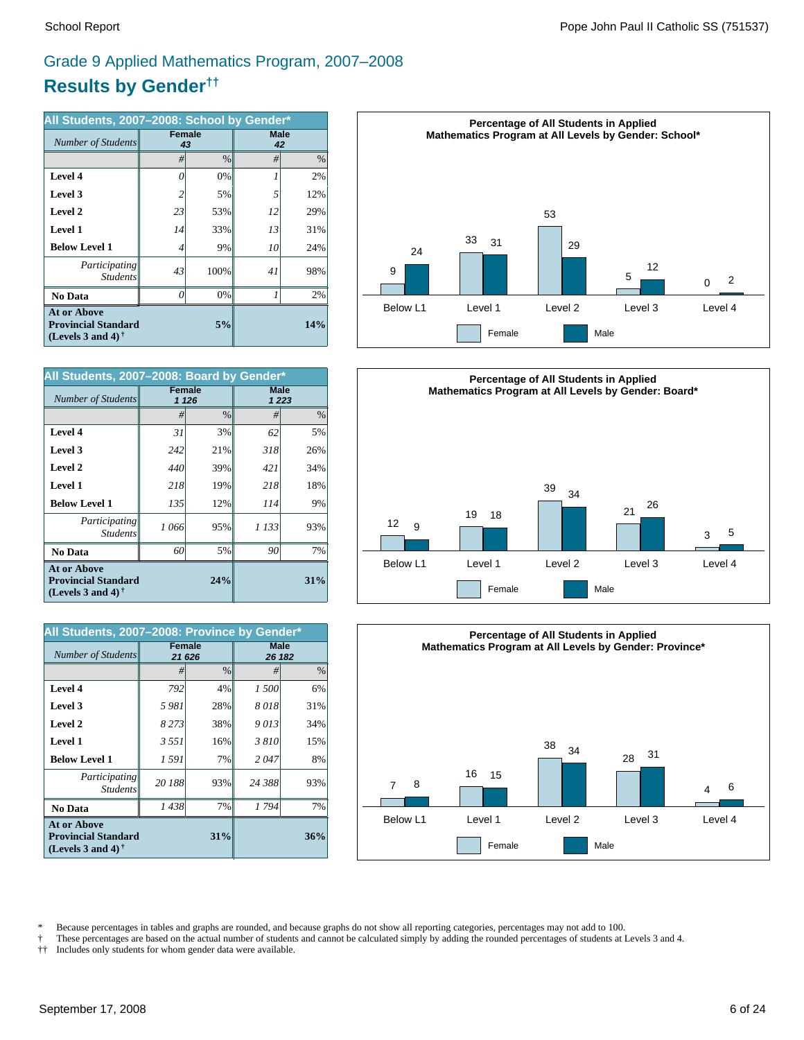# Grade 9 Applied Mathematics Program, 2007–2008

## Results by Gender††

| All Students, 2007–2008: School by Gender* | Female | | Male | |
|---|---|---|---|---|
| *Number of Students* | *43* | | *42* | |
| | # | % | # | % |
| **Level 4** | *0* | 0% | *1* | 2% |
| **Level 3** | *2* | 5% | *5* | 12% |
| **Level 2** | *23* | 53% | *12* | 29% |
| **Level 1** | *14* | 33% | *13* | 31% |
| **Below Level 1** | *4* | 9% | *10* | 24% |
| *Participating Students* | *43* | 100% | *41* | 98% |
| **No Data** | *0* | 0% | *1* | 2% |
| **At or Above Provincial Standard (Levels 3 and 4)** † | | **5%** | | **14%** |

**Percentage of All Students in Applied Mathematics Program at All Levels by Gender: School***

| | Below L1 | Level 1 | Level 2 | Level 3 | Level 4 |
|---|---|---|---|---|---|
| Female | 9 | 33 | 53 | 5 | 0 |
| Male | 24 | 31 | 29 | 12 | 2 |

| All Students, 2007–2008: Board by Gender* | Female | | Male | |
|---|---|---|---|---|
| *Number of Students* | *1 126* | | *1 223* | |
| | # | % | # | % |
| **Level 4** | *31* | 3% | *62* | 5% |
| **Level 3** | *242* | 21% | *318* | 26% |
| **Level 2** | *440* | 39% | *421* | 34% |
| **Level 1** | *218* | 19% | *218* | 18% |
| **Below Level 1** | *135* | 12% | *114* | 9% |
| *Participating Students* | *1 066* | 95% | *1 133* | 93% |
| **No Data** | *60* | 5% | *90* | 7% |
| **At or Above Provincial Standard (Levels 3 and 4)** † | | **24%** | | **31%** |

**Percentage of All Students in Applied Mathematics Program at All Levels by Gender: Board***

| | Below L1 | Level 1 | Level 2 | Level 3 | Level 4 |
|---|---|---|---|---|---|
| Female | 12 | 19 | 39 | 21 | 3 |
| Male | 9 | 18 | 34 | 26 | 5 |

| All Students, 2007–2008: Province by Gender* | Female | | Male | |
|---|---|---|---|---|
| *Number of Students* | *21 626* | | *26 182* | |
| | # | % | # | % |
| **Level 4** | *792* | 4% | *1 500* | 6% |
| **Level 3** | *5 981* | 28% | *8 018* | 31% |
| **Level 2** | *8 273* | 38% | *9 013* | 34% |
| **Level 1** | *3 551* | 16% | *3 810* | 15% |
| **Below Level 1** | *1 591* | 7% | *2 047* | 8% |
| *Participating Students* | *20 188* | 93% | *24 388* | 93% |
| **No Data** | *1 438* | 7% | *1 794* | 7% |
| **At or Above Provincial Standard (Levels 3 and 4)** † | | **31%** | | **36%** |

**Percentage of All Students in Applied Mathematics Program at All Levels by Gender: Province***

| | Below L1 | Level 1 | Level 2 | Level 3 | Level 4 |
|---|---|---|---|---|---|
| Female | 7 | 16 | 38 | 28 | 4 |
| Male | 8 | 15 | 34 | 31 | 6 |

\* Because percentages in tables and graphs are rounded, and because graphs do not show all reporting categories, percentages may not add to 100.
† These percentages are based on the actual number of students and cannot be calculated simply by adding the rounded percentages of students at Levels 3 and 4.
†† Includes only students for whom gender data were available.

September 17, 2008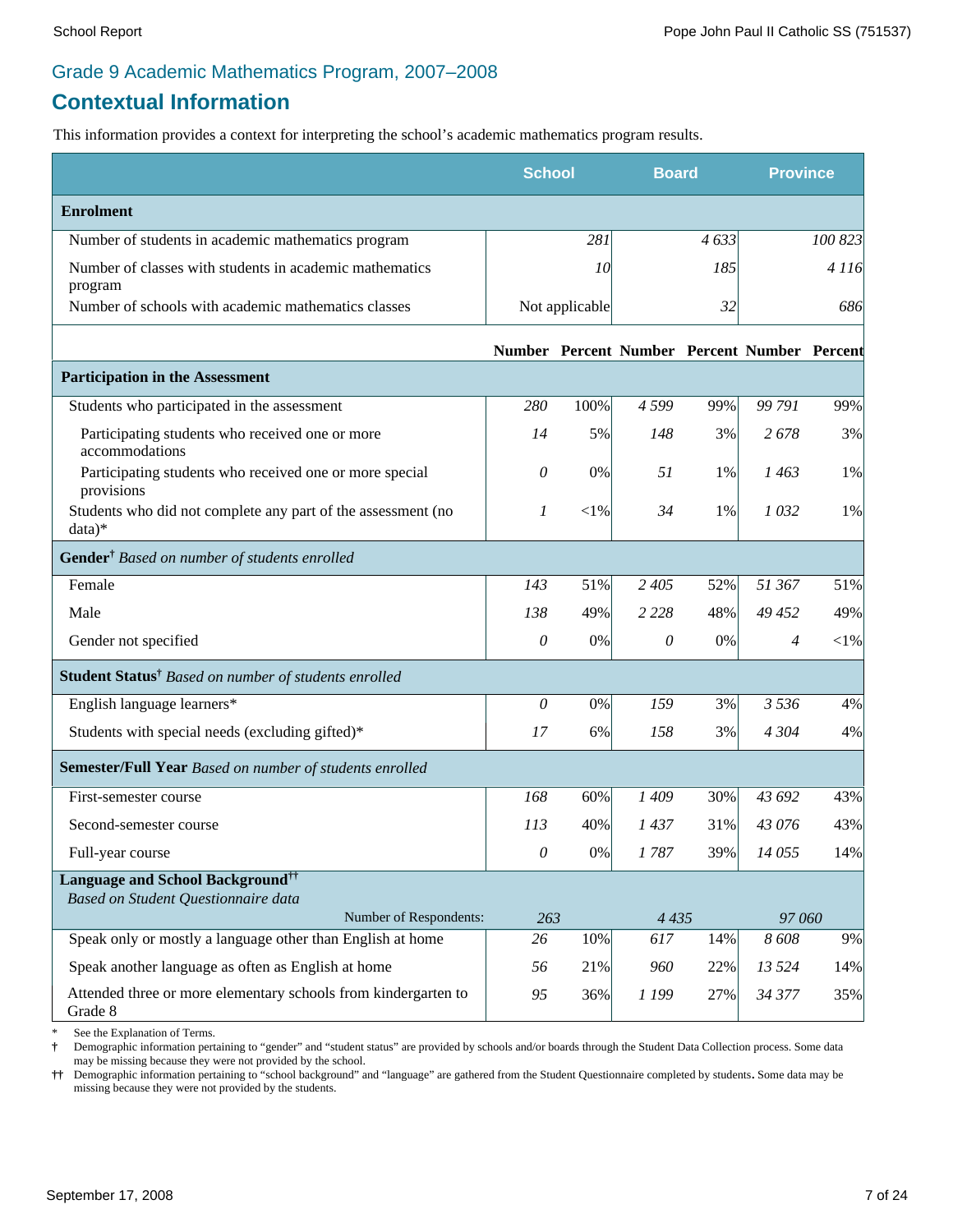## Grade 9 Academic Mathematics Program, 2007–2008

# Contextual Information

This information provides a context for interpreting the school's academic mathematics program results.

| | School | | Board | | Province | |
|---|---|---|---|---|---|---|
| **Enrolment** | | | | | | |
| Number of students in academic mathematics program | | *281* | | *4 633* | | *100 823* |
| Number of classes with students in academic mathematics program | | *10* | | *185* | | *4 116* |
| Number of schools with academic mathematics classes | | Not applicable | | *32* | | *686* |
| | **Number** | **Percent** | **Number** | **Percent** | **Number** | **Percent** |
| **Participation in the Assessment** | | | | | | |
| Students who participated in the assessment | *280* | 100% | *4 599* | 99% | *99 791* | 99% |
| Participating students who received one or more accommodations | *14* | 5% | *148* | 3% | *2 678* | 3% |
| Participating students who received one or more special provisions | *0* | 0% | *51* | 1% | *1 463* | 1% |
| Students who did not complete any part of the assessment (no data)* | *1* | <1% | *34* | 1% | *1 032* | 1% |
| **Gender**† *Based on number of students enrolled* | | | | | | |
| Female | *143* | 51% | *2 405* | 52% | *51 367* | 51% |
| Male | *138* | 49% | *2 228* | 48% | *49 452* | 49% |
| Gender not specified | *0* | 0% | *0* | 0% | *4* | <1% |
| **Student Status**† *Based on number of students enrolled* | | | | | | |
| English language learners* | *0* | 0% | *159* | 3% | *3 536* | 4% |
| Students with special needs (excluding gifted)* | *17* | 6% | *158* | 3% | *4 304* | 4% |
| **Semester/Full Year** *Based on number of students enrolled* | | | | | | |
| First-semester course | *168* | 60% | *1 409* | 30% | *43 692* | 43% |
| Second-semester course | *113* | 40% | *1 437* | 31% | *43 076* | 43% |
| Full-year course | *0* | 0% | *1 787* | 39% | *14 055* | 14% |
| **Language and School Background**†† *Based on Student Questionnaire data* | | | | | | |
| Number of Respondents: | *263* | | *4 435* | | *97 060* | |
| Speak only or mostly a language other than English at home | *26* | 10% | *617* | 14% | *8 608* | 9% |
| Speak another language as often as English at home | *56* | 21% | *960* | 22% | *13 524* | 14% |
| Attended three or more elementary schools from kindergarten to Grade 8 | *95* | 36% | *1 199* | 27% | *34 377* | 35% |

\* See the Explanation of Terms.

† Demographic information pertaining to "gender" and "student status" are provided by schools and/or boards through the Student Data Collection process. Some data may be missing because they were not provided by the school.

†† Demographic information pertaining to "school background" and "language" are gathered from the Student Questionnaire completed by students. Some data may be missing because they were not provided by the students.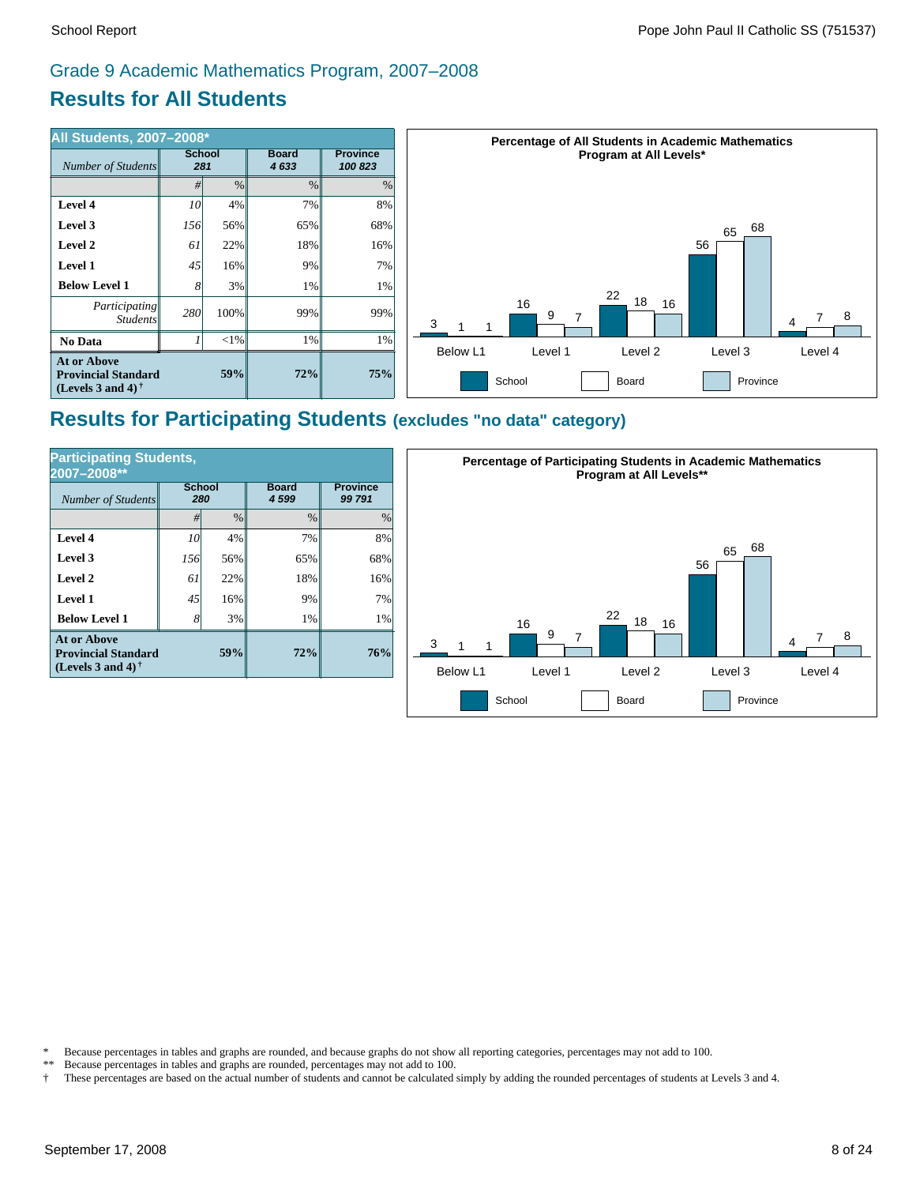## Grade 9 Academic Mathematics Program, 2007–2008

# Results for All Students

| All Students, 2007–2008* | School | | Board | Province |
|---|---|---|---|---|
| *Number of Students* | 281 | | 4 633 | 100 823 |
| | # | % | % | % |
| **Level 4** | 10 | 4% | 7% | 8% |
| **Level 3** | 156 | 56% | 65% | 68% |
| **Level 2** | 61 | 22% | 18% | 16% |
| **Level 1** | 45 | 16% | 9% | 7% |
| **Below Level 1** | 8 | 3% | 1% | 1% |
| *Participating Students* | 280 | 100% | 99% | 99% |
| **No Data** | 1 | <1% | 1% | 1% |
| **At or Above Provincial Standard (Levels 3 and 4)†** | | **59%** | **72%** | **75%** |

**Percentage of All Students in Academic Mathematics Program at All Levels***

| | School | Board | Province |
|---|---|---|---|
| Below L1 | 3 | 1 | 1 |
| Level 1 | 16 | 9 | 7 |
| Level 2 | 22 | 18 | 16 |
| Level 3 | 56 | 65 | 68 |
| Level 4 | 4 | 7 | 8 |

# Results for Participating Students (excludes "no data" category)

| Participating Students, 2007–2008** | School | | Board | Province |
|---|---|---|---|---|
| *Number of Students* | 280 | | 4 599 | 99 791 |
| | # | % | % | % |
| **Level 4** | 10 | 4% | 7% | 8% |
| **Level 3** | 156 | 56% | 65% | 68% |
| **Level 2** | 61 | 22% | 18% | 16% |
| **Level 1** | 45 | 16% | 9% | 7% |
| **Below Level 1** | 8 | 3% | 1% | 1% |
| **At or Above Provincial Standard (Levels 3 and 4)†** | | **59%** | **72%** | **76%** |

**Percentage of Participating Students in Academic Mathematics Program at All Levels****

| | School | Board | Province |
|---|---|---|---|
| Below L1 | 3 | 1 | 1 |
| Level 1 | 16 | 9 | 7 |
| Level 2 | 22 | 18 | 16 |
| Level 3 | 56 | 65 | 68 |
| Level 4 | 4 | 7 | 8 |

\* Because percentages in tables and graphs are rounded, and because graphs do not show all reporting categories, percentages may not add to 100.
** Because percentages in tables and graphs are rounded, percentages may not add to 100.
† These percentages are based on the actual number of students and cannot be calculated simply by adding the rounded percentages of students at Levels 3 and 4.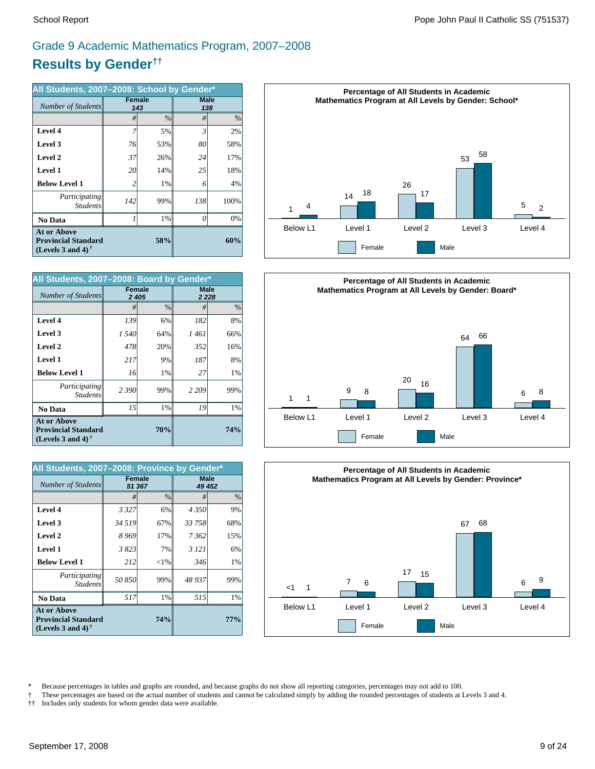## Grade 9 Academic Mathematics Program, 2007–2008

# Results by Gender††

| All Students, 2007–2008: School by Gender* | Female | | Male | |
|---|---|---|---|---|
| *Number of Students* | 143 | | 138 | |
| | # | % | # | % |
| **Level 4** | 7 | 5% | 3 | 2% |
| **Level 3** | 76 | 53% | 80 | 58% |
| **Level 2** | 37 | 26% | 24 | 17% |
| **Level 1** | 20 | 14% | 25 | 18% |
| **Below Level 1** | 2 | 1% | 6 | 4% |
| *Participating Students* | 142 | 99% | 138 | 100% |
| **No Data** | 1 | 1% | 0 | 0% |
| **At or Above Provincial Standard (Levels 3 and 4)** † | | **58%** | | **60%** |

**Percentage of All Students in Academic Mathematics Program at All Levels by Gender: School***

| | Below L1 | Level 1 | Level 2 | Level 3 | Level 4 |
|---|---|---|---|---|---|
| Female | 1 | 14 | 26 | 53 | 5 |
| Male | 4 | 18 | 17 | 58 | 2 |

| All Students, 2007–2008: Board by Gender* | Female | | Male | |
|---|---|---|---|---|
| *Number of Students* | 2 405 | | 2 228 | |
| | # | % | # | % |
| **Level 4** | 139 | 6% | 182 | 8% |
| **Level 3** | 1 540 | 64% | 1 461 | 66% |
| **Level 2** | 478 | 20% | 352 | 16% |
| **Level 1** | 217 | 9% | 187 | 8% |
| **Below Level 1** | 16 | 1% | 27 | 1% |
| *Participating Students* | 2 390 | 99% | 2 209 | 99% |
| **No Data** | 15 | 1% | 19 | 1% |
| **At or Above Provincial Standard (Levels 3 and 4)** † | | **70%** | | **74%** |

**Percentage of All Students in Academic Mathematics Program at All Levels by Gender: Board***

| | Below L1 | Level 1 | Level 2 | Level 3 | Level 4 |
|---|---|---|---|---|---|
| Female | 1 | 9 | 20 | 64 | 6 |
| Male | 1 | 8 | 16 | 66 | 8 |

| All Students, 2007–2008: Province by Gender* | Female | | Male | |
|---|---|---|---|---|
| *Number of Students* | 51 367 | | 49 452 | |
| | # | % | # | % |
| **Level 4** | 3 327 | 6% | 4 350 | 9% |
| **Level 3** | 34 519 | 67% | 33 758 | 68% |
| **Level 2** | 8 969 | 17% | 7 362 | 15% |
| **Level 1** | 3 823 | 7% | 3 121 | 6% |
| **Below Level 1** | 212 | <1% | 346 | 1% |
| *Participating Students* | 50 850 | 99% | 48 937 | 99% |
| **No Data** | 517 | 1% | 515 | 1% |
| **At or Above Provincial Standard (Levels 3 and 4)** † | | **74%** | | **77%** |

**Percentage of All Students in Academic Mathematics Program at All Levels by Gender: Province***

| | Below L1 | Level 1 | Level 2 | Level 3 | Level 4 |
|---|---|---|---|---|---|
| Female | <1 | 7 | 17 | 67 | 6 |
| Male | 1 | 6 | 15 | 68 | 9 |

\* Because percentages in tables and graphs are rounded, and because graphs do not show all reporting categories, percentages may not add to 100.

† These percentages are based on the actual number of students and cannot be calculated simply by adding the rounded percentages of students at Levels 3 and 4.

†† Includes only students for whom gender data were available.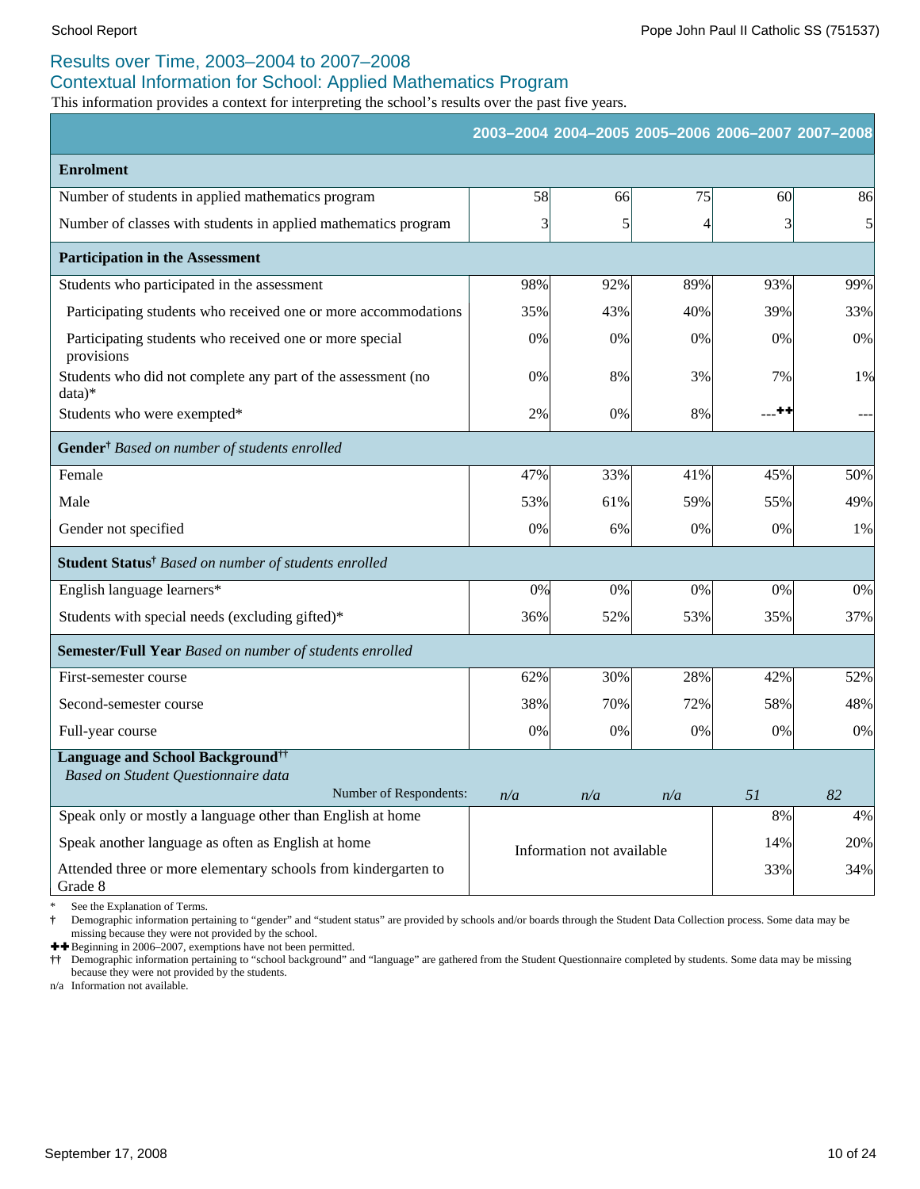## Results over Time, 2003–2004 to 2007–2008

## Contextual Information for School: Applied Mathematics Program

This information provides a context for interpreting the school's results over the past five years.

| | 2003–2004 | 2004–2005 | 2005–2006 | 2006–2007 | 2007–2008 |
|---|---|---|---|---|---|
| **Enrolment** | | | | | |
| Number of students in applied mathematics program | 58 | 66 | 75 | 60 | 86 |
| Number of classes with students in applied mathematics program | 3 | 5 | 4 | 3 | 5 |
| **Participation in the Assessment** | | | | | |
| Students who participated in the assessment | 98% | 92% | 89% | 93% | 99% |
| Participating students who received one or more accommodations | 35% | 43% | 40% | 39% | 33% |
| Participating students who received one or more special provisions | 0% | 0% | 0% | 0% | 0% |
| Students who did not complete any part of the assessment (no data)* | 0% | 8% | 3% | 7% | 1% |
| Students who were exempted* | 2% | 0% | 8% | ---✚✚ | --- |
| **Gender†** *Based on number of students enrolled* | | | | | |
| Female | 47% | 33% | 41% | 45% | 50% |
| Male | 53% | 61% | 59% | 55% | 49% |
| Gender not specified | 0% | 6% | 0% | 0% | 1% |
| **Student Status†** *Based on number of students enrolled* | | | | | |
| English language learners* | 0% | 0% | 0% | 0% | 0% |
| Students with special needs (excluding gifted)* | 36% | 52% | 53% | 35% | 37% |
| **Semester/Full Year** *Based on number of students enrolled* | | | | | |
| First-semester course | 62% | 30% | 28% | 42% | 52% |
| Second-semester course | 38% | 70% | 72% | 58% | 48% |
| Full-year course | 0% | 0% | 0% | 0% | 0% |
| **Language and School Background††** *Based on Student Questionnaire data* | | | | | |
| Number of Respondents: | *n/a* | *n/a* | *n/a* | *51* | *82* |
| Speak only or mostly a language other than English at home | Information not available | | | 8% | 4% |
| Speak another language as often as English at home | | | | 14% | 20% |
| Attended three or more elementary schools from kindergarten to Grade 8 | | | | 33% | 34% |

\* See the Explanation of Terms.

† Demographic information pertaining to "gender" and "student status" are provided by schools and/or boards through the Student Data Collection process. Some data may be missing because they were not provided by the school.

✚✚ Beginning in 2006–2007, exemptions have not been permitted.

†† Demographic information pertaining to "school background" and "language" are gathered from the Student Questionnaire completed by students. Some data may be missing because they were not provided by the students.

n/a Information not available.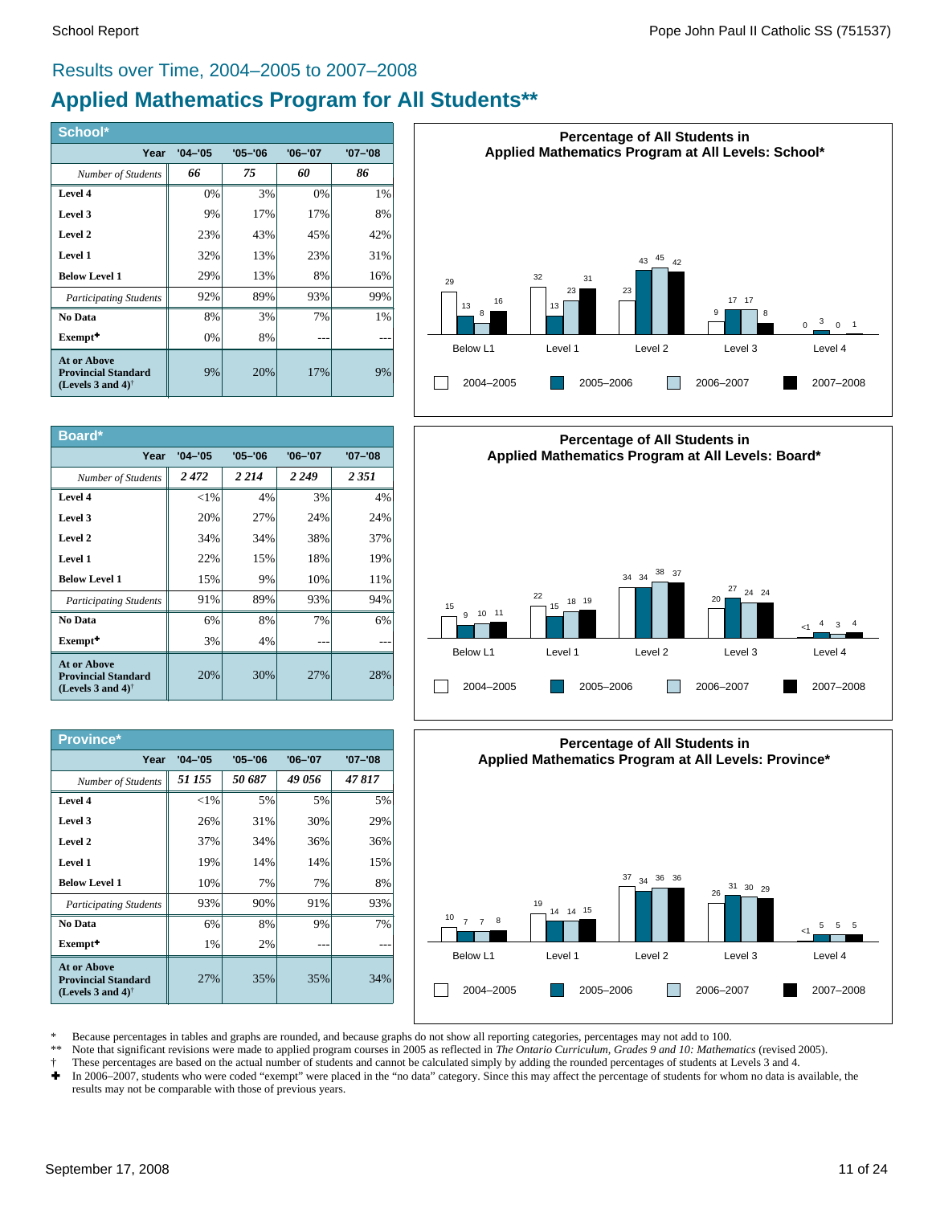# Results over Time, 2004–2005 to 2007–2008

## Applied Mathematics Program for All Students**

### School*

| Year | '04–'05 | '05–'06 | '06–'07 | '07–'08 |
|---|---|---|---|---|
| *Number of Students* | *66* | *75* | *60* | *86* |
| **Level 4** | 0% | 3% | 0% | 1% |
| **Level 3** | 9% | 17% | 17% | 8% |
| **Level 2** | 23% | 43% | 45% | 42% |
| **Level 1** | 32% | 13% | 23% | 31% |
| **Below Level 1** | 29% | 13% | 8% | 16% |
| *Participating Students* | 92% | 89% | 93% | 99% |
| **No Data** | 8% | 3% | 7% | 1% |
| **Exempt✚** | 0% | 8% | --- | --- |
| **At or Above Provincial Standard (Levels 3 and 4)†** | 9% | 20% | 17% | 9% |

**Percentage of All Students in Applied Mathematics Program at All Levels: School***

| | Below L1 | Level 1 | Level 2 | Level 3 | Level 4 |
|---|---|---|---|---|---|
| 2004–2005 | 29 | 32 | 23 | 9 | 0 |
| 2005–2006 | 13 | 13 | 43 | 17 | 3 |
| 2006–2007 | 8 | 23 | 45 | 17 | 0 |
| 2007–2008 | 16 | 31 | 42 | 8 | 1 |

### Board*

| Year | '04–'05 | '05–'06 | '06–'07 | '07–'08 |
|---|---|---|---|---|
| *Number of Students* | *2 472* | *2 214* | *2 249* | *2 351* |
| **Level 4** | <1% | 4% | 3% | 4% |
| **Level 3** | 20% | 27% | 24% | 24% |
| **Level 2** | 34% | 34% | 38% | 37% |
| **Level 1** | 22% | 15% | 18% | 19% |
| **Below Level 1** | 15% | 9% | 10% | 11% |
| *Participating Students* | 91% | 89% | 93% | 94% |
| **No Data** | 6% | 8% | 7% | 6% |
| **Exempt✚** | 3% | 4% | --- | --- |
| **At or Above Provincial Standard (Levels 3 and 4)†** | 20% | 30% | 27% | 28% |

**Percentage of All Students in Applied Mathematics Program at All Levels: Board***

| | Below L1 | Level 1 | Level 2 | Level 3 | Level 4 |
|---|---|---|---|---|---|
| 2004–2005 | 15 | 22 | 34 | 20 | <1 |
| 2005–2006 | 9 | 15 | 34 | 27 | 4 |
| 2006–2007 | 10 | 18 | 38 | 24 | 3 |
| 2007–2008 | 11 | 19 | 37 | 24 | 4 |

### Province*

| Year | '04–'05 | '05–'06 | '06–'07 | '07–'08 |
|---|---|---|---|---|
| *Number of Students* | *51 155* | *50 687* | *49 056* | *47 817* |
| **Level 4** | <1% | 5% | 5% | 5% |
| **Level 3** | 26% | 31% | 30% | 29% |
| **Level 2** | 37% | 34% | 36% | 36% |
| **Level 1** | 19% | 14% | 14% | 15% |
| **Below Level 1** | 10% | 7% | 7% | 8% |
| *Participating Students* | 93% | 90% | 91% | 93% |
| **No Data** | 6% | 8% | 9% | 7% |
| **Exempt✚** | 1% | 2% | --- | --- |
| **At or Above Provincial Standard (Levels 3 and 4)†** | 27% | 35% | 35% | 34% |

**Percentage of All Students in Applied Mathematics Program at All Levels: Province***

| | Below L1 | Level 1 | Level 2 | Level 3 | Level 4 |
|---|---|---|---|---|---|
| 2004–2005 | 10 | 19 | 37 | 26 | <1 |
| 2005–2006 | 7 | 14 | 34 | 31 | 5 |
| 2006–2007 | 7 | 14 | 36 | 30 | 5 |
| 2007–2008 | 8 | 15 | 36 | 29 | 5 |

\* Because percentages in tables and graphs are rounded, and because graphs do not show all reporting categories, percentages may not add to 100.

** Note that significant revisions were made to applied program courses in 2005 as reflected in *The Ontario Curriculum, Grades 9 and 10: Mathematics* (revised 2005).

† These percentages are based on the actual number of students and cannot be calculated simply by adding the rounded percentages of students at Levels 3 and 4.

✚ In 2006–2007, students who were coded "exempt" were placed in the "no data" category. Since this may affect the percentage of students for whom no data is available, the results may not be comparable with those of previous years.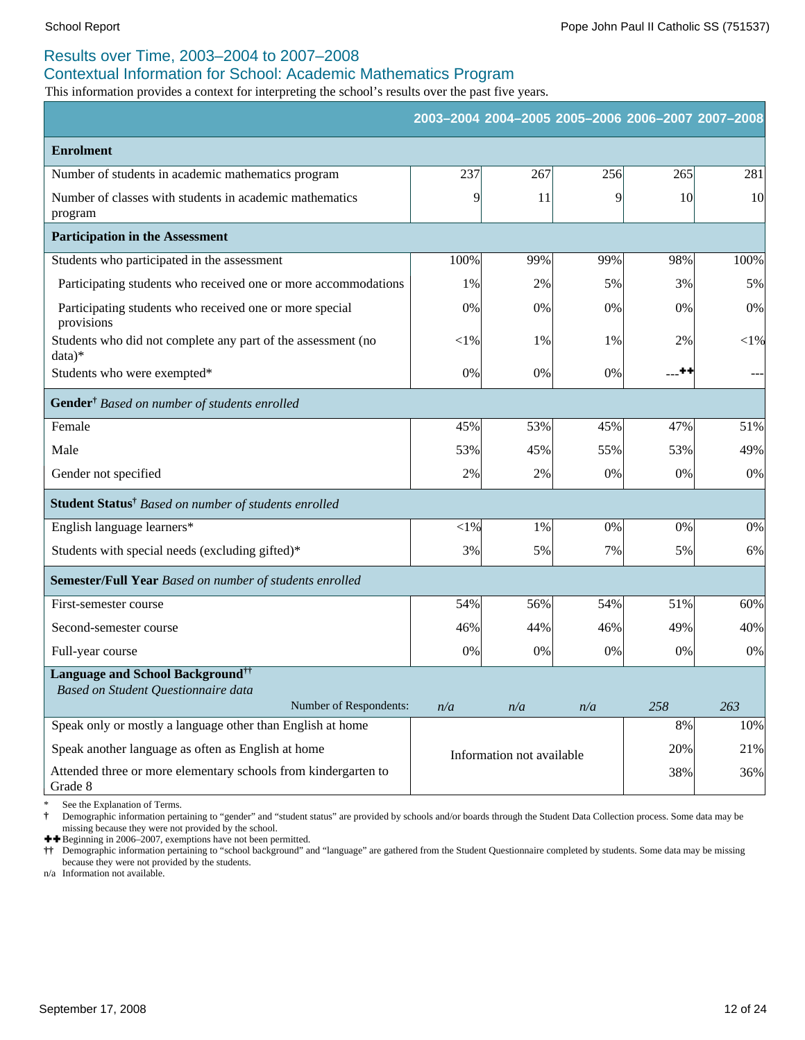## Results over Time, 2003–2004 to 2007–2008

## Contextual Information for School: Academic Mathematics Program

This information provides a context for interpreting the school's results over the past five years.

| | 2003–2004 | 2004–2005 | 2005–2006 | 2006–2007 | 2007–2008 |
|---|---|---|---|---|---|
| **Enrolment** | | | | | |
| Number of students in academic mathematics program | 237 | 267 | 256 | 265 | 281 |
| Number of classes with students in academic mathematics program | 9 | 11 | 9 | 10 | 10 |
| **Participation in the Assessment** | | | | | |
| Students who participated in the assessment | 100% | 99% | 99% | 98% | 100% |
| Participating students who received one or more accommodations | 1% | 2% | 5% | 3% | 5% |
| Participating students who received one or more special provisions | 0% | 0% | 0% | 0% | 0% |
| Students who did not complete any part of the assessment (no data)* | <1% | 1% | 1% | 2% | <1% |
| Students who were exempted* | 0% | 0% | 0% | ---✚✚ | --- |
| **Gender**† *Based on number of students enrolled* | | | | | |
| Female | 45% | 53% | 45% | 47% | 51% |
| Male | 53% | 45% | 55% | 53% | 49% |
| Gender not specified | 2% | 2% | 0% | 0% | 0% |
| **Student Status**† *Based on number of students enrolled* | | | | | |
| English language learners* | <1% | 1% | 0% | 0% | 0% |
| Students with special needs (excluding gifted)* | 3% | 5% | 7% | 5% | 6% |
| **Semester/Full Year** *Based on number of students enrolled* | | | | | |
| First-semester course | 54% | 56% | 54% | 51% | 60% |
| Second-semester course | 46% | 44% | 46% | 49% | 40% |
| Full-year course | 0% | 0% | 0% | 0% | 0% |
| **Language and School Background**†† *Based on Student Questionnaire data* — Number of Respondents: | *n/a* | *n/a* | *n/a* | *258* | *263* |
| Speak only or mostly a language other than English at home | Information not available | | | 8% | 10% |
| Speak another language as often as English at home | | | | 20% | 21% |
| Attended three or more elementary schools from kindergarten to Grade 8 | | | | 38% | 36% |

\* See the Explanation of Terms.

† Demographic information pertaining to "gender" and "student status" are provided by schools and/or boards through the Student Data Collection process. Some data may be missing because they were not provided by the school.

✚✚ Beginning in 2006–2007, exemptions have not been permitted.

†† Demographic information pertaining to "school background" and "language" are gathered from the Student Questionnaire completed by students. Some data may be missing because they were not provided by the students.

n/a Information not available.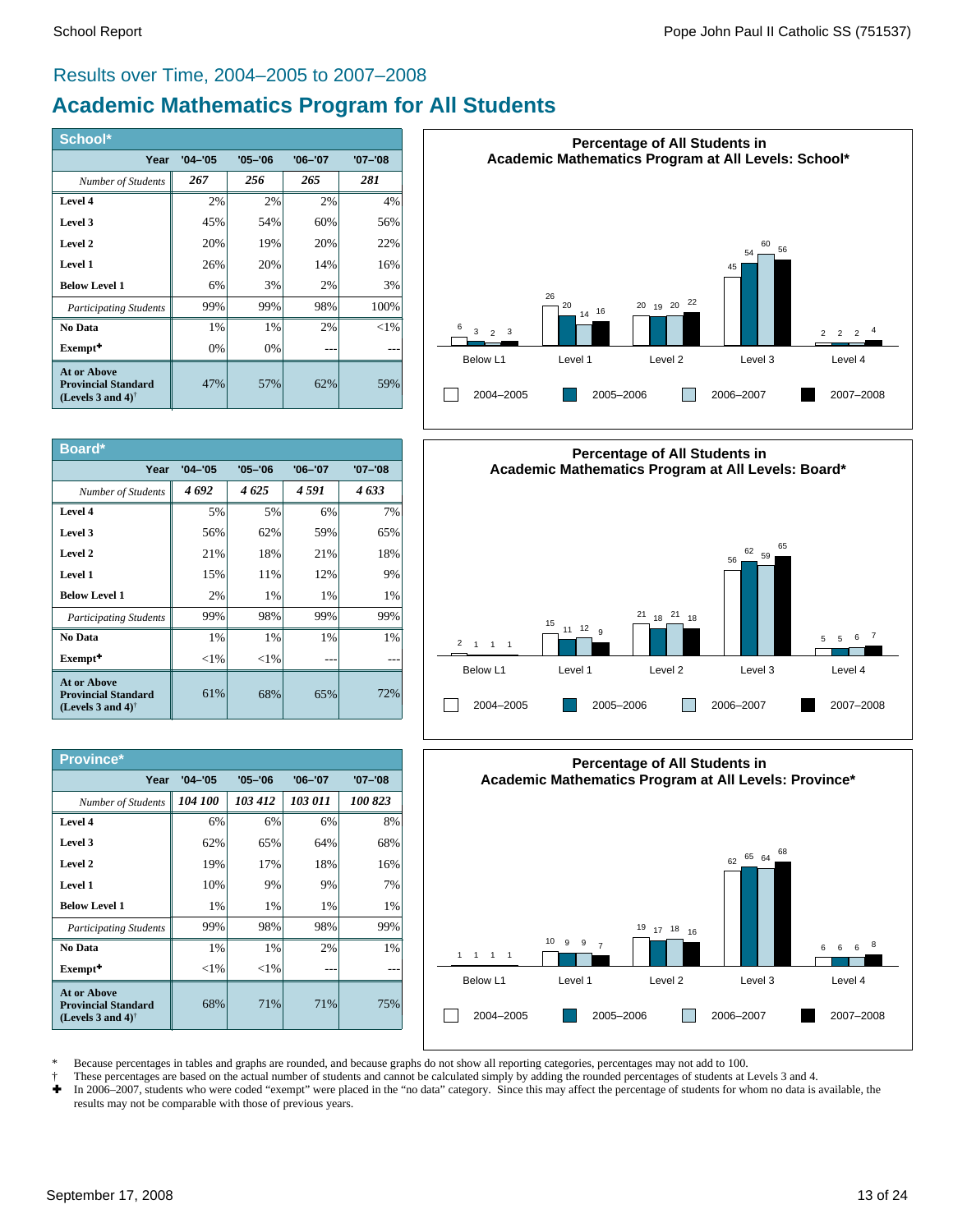Results over Time, 2004–2005 to 2007–2008

# Academic Mathematics Program for All Students

## School*

| Year | '04–'05 | '05–'06 | '06–'07 | '07–'08 |
|---|---|---|---|---|
| *Number of Students* | *267* | *256* | *265* | *281* |
| **Level 4** | 2% | 2% | 2% | 4% |
| **Level 3** | 45% | 54% | 60% | 56% |
| **Level 2** | 20% | 19% | 20% | 22% |
| **Level 1** | 26% | 20% | 14% | 16% |
| **Below Level 1** | 6% | 3% | 2% | 3% |
| *Participating Students* | 99% | 99% | 98% | 100% |
| **No Data** | 1% | 1% | 2% | <1% |
| **Exempt✚** | 0% | 0% | --- | --- |
| **At or Above Provincial Standard (Levels 3 and 4)†** | 47% | 57% | 62% | 59% |

**Percentage of All Students in Academic Mathematics Program at All Levels: School***

| | Below L1 | Level 1 | Level 2 | Level 3 | Level 4 |
|---|---|---|---|---|---|
| 2004–2005 | 6 | 26 | 20 | 45 | 2 |
| 2005–2006 | 3 | 20 | 19 | 54 | 2 |
| 2006–2007 | 2 | 14 | 20 | 60 | 2 |
| 2007–2008 | 3 | 16 | 22 | 56 | 4 |

## Board*

| Year | '04–'05 | '05–'06 | '06–'07 | '07–'08 |
|---|---|---|---|---|
| *Number of Students* | *4 692* | *4 625* | *4 591* | *4 633* |
| **Level 4** | 5% | 5% | 6% | 7% |
| **Level 3** | 56% | 62% | 59% | 65% |
| **Level 2** | 21% | 18% | 21% | 18% |
| **Level 1** | 15% | 11% | 12% | 9% |
| **Below Level 1** | 2% | 1% | 1% | 1% |
| *Participating Students* | 99% | 98% | 99% | 99% |
| **No Data** | 1% | 1% | 1% | 1% |
| **Exempt✚** | <1% | <1% | --- | --- |
| **At or Above Provincial Standard (Levels 3 and 4)†** | 61% | 68% | 65% | 72% |

**Percentage of All Students in Academic Mathematics Program at All Levels: Board***

| | Below L1 | Level 1 | Level 2 | Level 3 | Level 4 |
|---|---|---|---|---|---|
| 2004–2005 | 2 | 15 | 21 | 56 | 5 |
| 2005–2006 | 1 | 11 | 18 | 62 | 5 |
| 2006–2007 | 1 | 12 | 21 | 59 | 6 |
| 2007–2008 | 1 | 9 | 18 | 65 | 7 |

## Province*

| Year | '04–'05 | '05–'06 | '06–'07 | '07–'08 |
|---|---|---|---|---|
| *Number of Students* | *104 100* | *103 412* | *103 011* | *100 823* |
| **Level 4** | 6% | 6% | 6% | 8% |
| **Level 3** | 62% | 65% | 64% | 68% |
| **Level 2** | 19% | 17% | 18% | 16% |
| **Level 1** | 10% | 9% | 9% | 7% |
| **Below Level 1** | 1% | 1% | 1% | 1% |
| *Participating Students* | 99% | 98% | 98% | 99% |
| **No Data** | 1% | 1% | 2% | 1% |
| **Exempt✚** | <1% | <1% | --- | --- |
| **At or Above Provincial Standard (Levels 3 and 4)†** | 68% | 71% | 71% | 75% |

**Percentage of All Students in Academic Mathematics Program at All Levels: Province***

| | Below L1 | Level 1 | Level 2 | Level 3 | Level 4 |
|---|---|---|---|---|---|
| 2004–2005 | 1 | 10 | 19 | 62 | 6 |
| 2005–2006 | 1 | 9 | 17 | 65 | 6 |
| 2006–2007 | 1 | 9 | 18 | 64 | 6 |
| 2007–2008 | 1 | 7 | 16 | 68 | 8 |

\* Because percentages in tables and graphs are rounded, and because graphs do not show all reporting categories, percentages may not add to 100.

† These percentages are based on the actual number of students and cannot be calculated simply by adding the rounded percentages of students at Levels 3 and 4.

✚ In 2006–2007, students who were coded "exempt" were placed in the "no data" category. Since this may affect the percentage of students for whom no data is available, the results may not be comparable with those of previous years.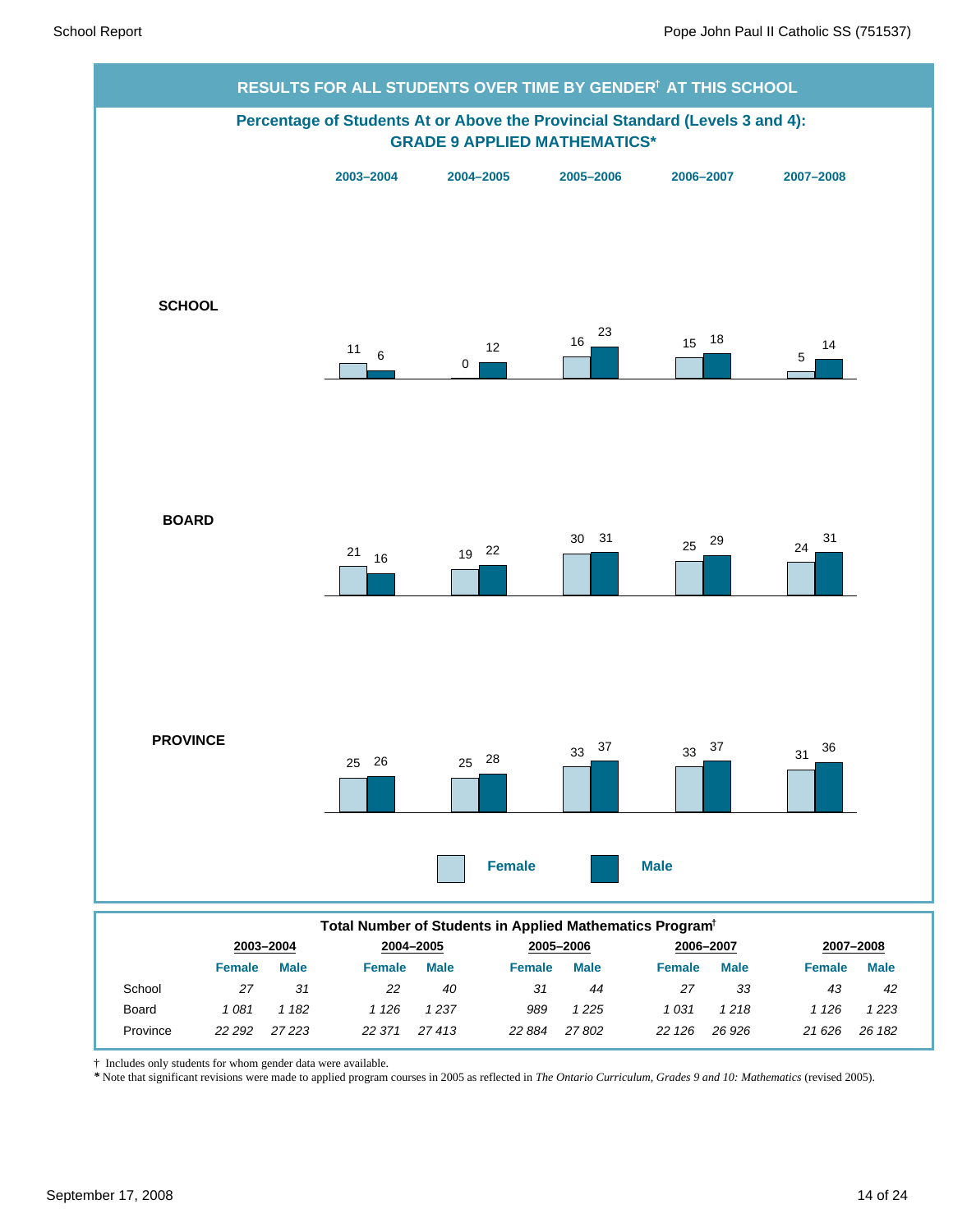## RESULTS FOR ALL STUDENTS OVER TIME BY GENDER† AT THIS SCHOOL

### Percentage of Students At or Above the Provincial Standard (Levels 3 and 4): GRADE 9 APPLIED MATHEMATICS*

| | 2003–2004 | | 2004–2005 | | 2005–2006 | | 2006–2007 | | 2007–2008 | |
|---|---|---|---|---|---|---|---|---|---|---|
| | Female | Male | Female | Male | Female | Male | Female | Male | Female | Male |
| **SCHOOL** | 11 | 6 | 0 | 12 | 16 | 23 | 15 | 18 | 5 | 14 |
| **BOARD** | 21 | 16 | 19 | 22 | 30 | 31 | 25 | 29 | 24 | 31 |
| **PROVINCE** | 25 | 26 | 25 | 28 | 33 | 37 | 33 | 37 | 31 | 36 |

### Total Number of Students in Applied Mathematics Program†

| | 2003–2004 | | 2004–2005 | | 2005–2006 | | 2006–2007 | | 2007–2008 | |
|---|---|---|---|---|---|---|---|---|---|---|
| | Female | Male | Female | Male | Female | Male | Female | Male | Female | Male |
| School | *27* | *31* | *22* | *40* | *31* | *44* | *27* | *33* | *43* | *42* |
| Board | *1 081* | *1 182* | *1 126* | *1 237* | *989* | *1 225* | *1 031* | *1 218* | *1 126* | *1 223* |
| Province | *22 292* | *27 223* | *22 371* | *27 413* | *22 884* | *27 802* | *22 126* | *26 926* | *21 626* | *26 182* |

† Includes only students for whom gender data were available.

* Note that significant revisions were made to applied program courses in 2005 as reflected in *The Ontario Curriculum, Grades 9 and 10: Mathematics* (revised 2005).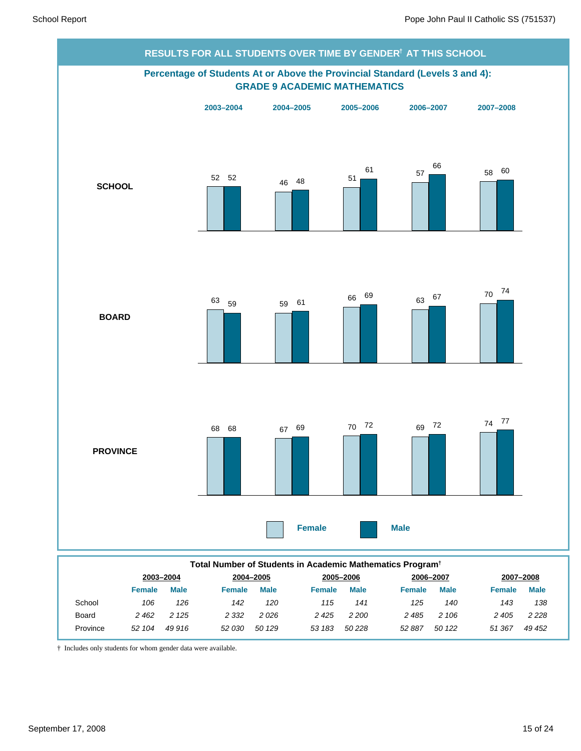## RESULTS FOR ALL STUDENTS OVER TIME BY GENDER† AT THIS SCHOOL

### Percentage of Students At or Above the Provincial Standard (Levels 3 and 4): GRADE 9 ACADEMIC MATHEMATICS

| | 2003–2004 | | 2004–2005 | | 2005–2006 | | 2006–2007 | | 2007–2008 | |
|---|---|---|---|---|---|---|---|---|---|---|
| | Female | Male | Female | Male | Female | Male | Female | Male | Female | Male |
| **SCHOOL** | 52 | 52 | 46 | 48 | 51 | 61 | 57 | 66 | 58 | 60 |
| **BOARD** | 63 | 59 | 59 | 61 | 66 | 69 | 63 | 67 | 70 | 74 |
| **PROVINCE** | 68 | 68 | 67 | 69 | 70 | 72 | 69 | 72 | 74 | 77 |

### Total Number of Students in Academic Mathematics Program†

| | 2003–2004 | | 2004–2005 | | 2005–2006 | | 2006–2007 | | 2007–2008 | |
|---|---|---|---|---|---|---|---|---|---|---|
| | Female | Male | Female | Male | Female | Male | Female | Male | Female | Male |
| School | *106* | *126* | *142* | *120* | *115* | *141* | *125* | *140* | *143* | *138* |
| Board | *2 462* | *2 125* | *2 332* | *2 026* | *2 425* | *2 200* | *2 485* | *2 106* | *2 405* | *2 228* |
| Province | *52 104* | *49 916* | *52 030* | *50 129* | *53 183* | *50 228* | *52 887* | *50 122* | *51 367* | *49 452* |

† Includes only students for whom gender data were available.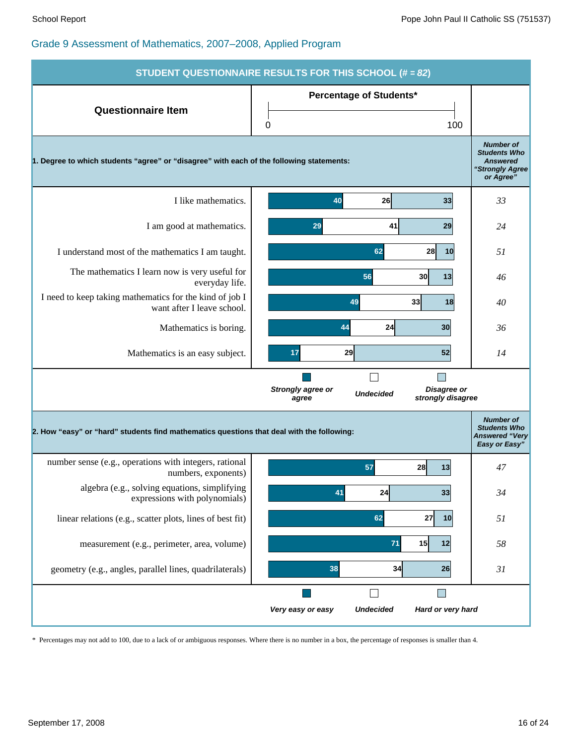## Grade 9 Assessment of Mathematics, 2007–2008, Applied Program

### STUDENT QUESTIONNAIRE RESULTS FOR THIS SCHOOL (# = *82*)

**1. Degree to which students "agree" or "disagree" with each of the following statements:**

| Questionnaire Item | Strongly agree or agree (%) | Undecided (%) | Disagree or strongly disagree (%) | Number of Students Who Answered "Strongly Agree or Agree" |
|---|---|---|---|---|
| I like mathematics. | 40 | 26 | 33 | *33* |
| I am good at mathematics. | 29 | 41 | 29 | *24* |
| I understand most of the mathematics I am taught. | 62 | 28 | 10 | *51* |
| The mathematics I learn now is very useful for everyday life. | 56 | 30 | 13 | *46* |
| I need to keep taking mathematics for the kind of job I want after I leave school. | 49 | 33 | 18 | *40* |
| Mathematics is boring. | 44 | 24 | 30 | *36* |
| Mathematics is an easy subject. | 17 | 29 | 52 | *14* |

**2. How "easy" or "hard" students find mathematics questions that deal with the following:**

| Questionnaire Item | Very easy or easy (%) | Undecided (%) | Hard or very hard (%) | Number of Students Who Answered "Very Easy or Easy" |
|---|---|---|---|---|
| number sense (e.g., operations with integers, rational numbers, exponents) | 57 | 28 | 13 | *47* |
| algebra (e.g., solving equations, simplifying expressions with polynomials) | 41 | 24 | 33 | *34* |
| linear relations (e.g., scatter plots, lines of best fit) | 62 | 27 | 10 | *51* |
| measurement (e.g., perimeter, area, volume) | 71 | 15 | 12 | *58* |
| geometry (e.g., angles, parallel lines, quadrilaterals) | 38 | 34 | 26 | *31* |

\* Percentages may not add to 100, due to a lack of or ambiguous responses. Where there is no number in a box, the percentage of responses is smaller than 4.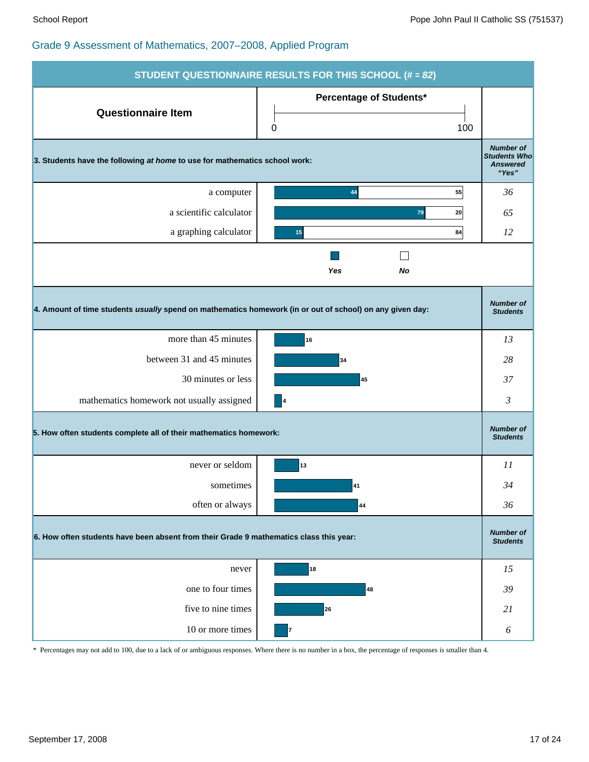Grade 9 Assessment of Mathematics, 2007–2008, Applied Program

## STUDENT QUESTIONNAIRE RESULTS FOR THIS SCHOOL (*# = 82*)

**3. Students have the following *at home* to use for mathematics school work:**

| Questionnaire Item | Yes (%) | No (%) | Number of Students Who Answered "Yes" |
|---|---|---|---|
| a computer | 44 | 55 | 36 |
| a scientific calculator | 79 | 20 | 65 |
| a graphing calculator | 15 | 84 | 12 |

**4. Amount of time students *usually* spend on mathematics homework (in or out of school) on any given day:**

| Questionnaire Item | Percentage of Students* | Number of Students |
|---|---|---|
| more than 45 minutes | 16 | 13 |
| between 31 and 45 minutes | 34 | 28 |
| 30 minutes or less | 45 | 37 |
| mathematics homework not usually assigned | 4 | 3 |

**5. How often students complete all of their mathematics homework:**

| Questionnaire Item | Percentage of Students* | Number of Students |
|---|---|---|
| never or seldom | 13 | 11 |
| sometimes | 41 | 34 |
| often or always | 44 | 36 |

**6. How often students have been absent from their Grade 9 mathematics class this year:**

| Questionnaire Item | Percentage of Students* | Number of Students |
|---|---|---|
| never | 18 | 15 |
| one to four times | 48 | 39 |
| five to nine times | 26 | 21 |
| 10 or more times | 7 | 6 |

\* Percentages may not add to 100, due to a lack of or ambiguous responses. Where there is no number in a box, the percentage of responses is smaller than 4.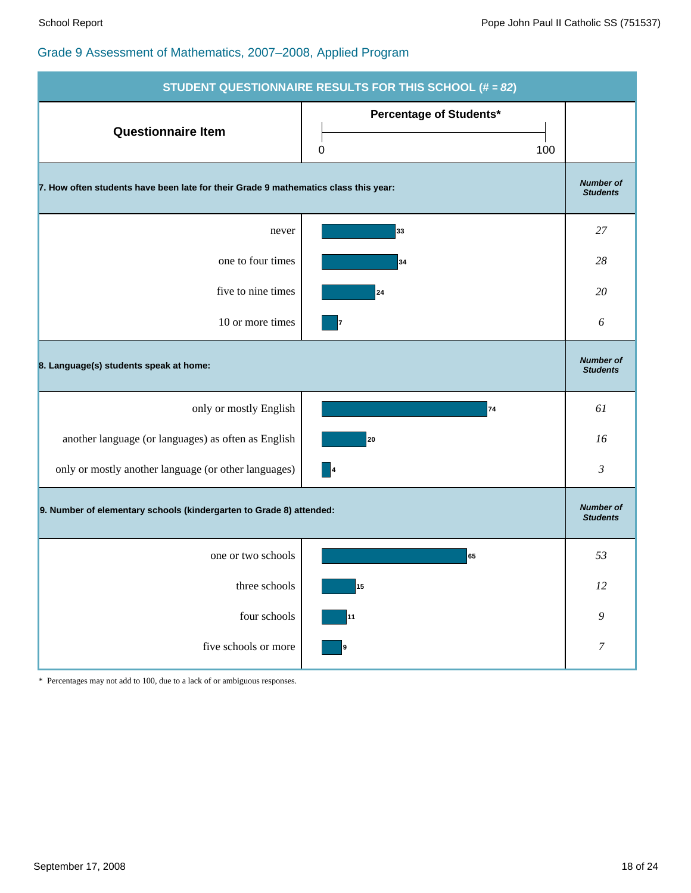## Grade 9 Assessment of Mathematics, 2007–2008, Applied Program

**STUDENT QUESTIONNAIRE RESULTS FOR THIS SCHOOL (# = *82*)**

| Questionnaire Item | Percentage of Students* | *Number of Students* |
|---|---|---|
| **7. How often students have been late for their Grade 9 mathematics class this year:** | | |
| never | 33 | *27* |
| one to four times | 34 | *28* |
| five to nine times | 24 | *20* |
| 10 or more times | 7 | *6* |
| **8. Language(s) students speak at home:** | | |
| only or mostly English | 74 | *61* |
| another language (or languages) as often as English | 20 | *16* |
| only or mostly another language (or other languages) | 4 | *3* |
| **9. Number of elementary schools (kindergarten to Grade 8) attended:** | | |
| one or two schools | 65 | *53* |
| three schools | 15 | *12* |
| four schools | 11 | *9* |
| five schools or more | 9 | *7* |

\* Percentages may not add to 100, due to a lack of or ambiguous responses.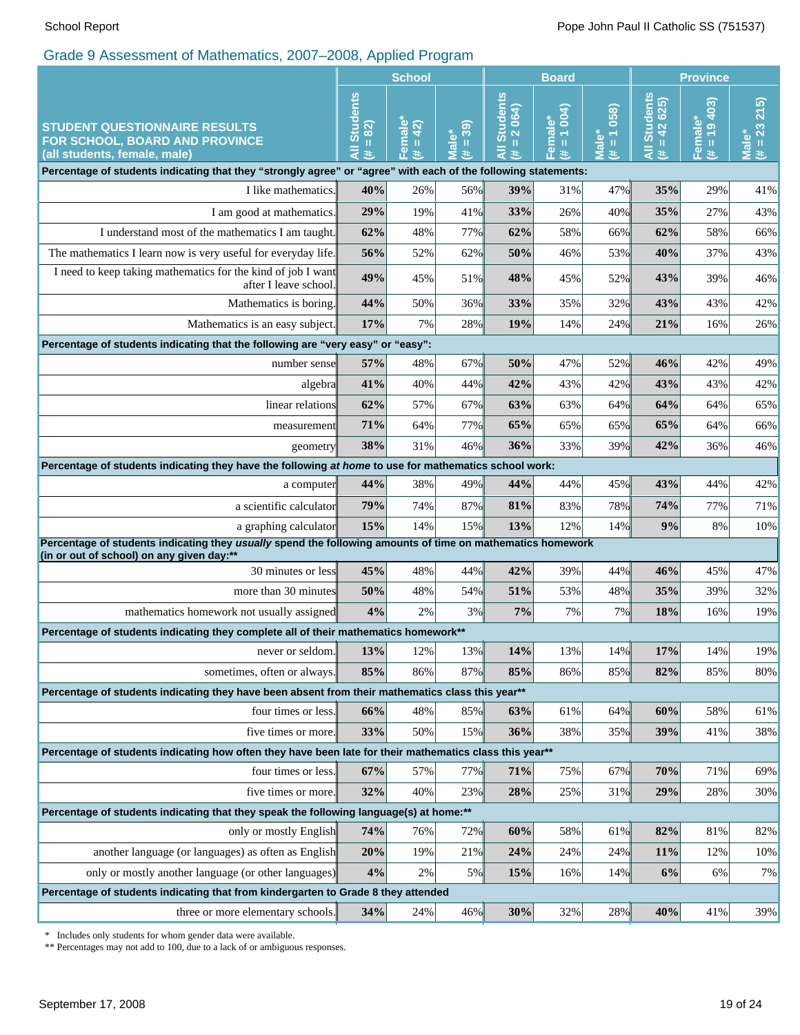## Grade 9 Assessment of Mathematics, 2007–2008, Applied Program

| STUDENT QUESTIONNAIRE RESULTS FOR SCHOOL, BOARD AND PROVINCE (all students, female, male) | School | | | Board | | | Province | | |
|---|---|---|---|---|---|---|---|---|---|
| | All Students (# = 82) | Female* (# = 42) | Male* (# = 39) | All Students (# = 2 064) | Female* (# = 1 004) | Male* (# = 1 058) | All Students (# = 42 625) | Female* (# = 19 403) | Male* (# = 23 215) |
| **Percentage of students indicating that they "strongly agree" or "agree" with each of the following statements:** | | | | | | | | | |
| I like mathematics. | **40%** | 26% | 56% | **39%** | 31% | 47% | **35%** | 29% | 41% |
| I am good at mathematics. | **29%** | 19% | 41% | **33%** | 26% | 40% | **35%** | 27% | 43% |
| I understand most of the mathematics I am taught. | **62%** | 48% | 77% | **62%** | 58% | 66% | **62%** | 58% | 66% |
| The mathematics I learn now is very useful for everyday life. | **56%** | 52% | 62% | **50%** | 46% | 53% | **40%** | 37% | 43% |
| I need to keep taking mathematics for the kind of job I want after I leave school. | **49%** | 45% | 51% | **48%** | 45% | 52% | **43%** | 39% | 46% |
| Mathematics is boring. | **44%** | 50% | 36% | **33%** | 35% | 32% | **43%** | 43% | 42% |
| Mathematics is an easy subject. | **17%** | 7% | 28% | **19%** | 14% | 24% | **21%** | 16% | 26% |
| **Percentage of students indicating that the following are "very easy" or "easy":** | | | | | | | | | |
| number sense | **57%** | 48% | 67% | **50%** | 47% | 52% | **46%** | 42% | 49% |
| algebra | **41%** | 40% | 44% | **42%** | 43% | 42% | **43%** | 43% | 42% |
| linear relations | **62%** | 57% | 67% | **63%** | 63% | 64% | **64%** | 64% | 65% |
| measurement | **71%** | 64% | 77% | **65%** | 65% | 65% | **65%** | 64% | 66% |
| geometry | **38%** | 31% | 46% | **36%** | 33% | 39% | **42%** | 36% | 46% |
| **Percentage of students indicating they have the following *at home* to use for mathematics school work:** | | | | | | | | | |
| a computer | **44%** | 38% | 49% | **44%** | 44% | 45% | **43%** | 44% | 42% |
| a scientific calculator | **79%** | 74% | 87% | **81%** | 83% | 78% | **74%** | 77% | 71% |
| a graphing calculator | **15%** | 14% | 15% | **13%** | 12% | 14% | **9%** | 8% | 10% |
| **Percentage of students indicating they *usually* spend the following amounts of time on mathematics homework (in or out of school) on any given day:\*\*** | | | | | | | | | |
| 30 minutes or less | **45%** | 48% | 44% | **42%** | 39% | 44% | **46%** | 45% | 47% |
| more than 30 minutes | **50%** | 48% | 54% | **51%** | 53% | 48% | **35%** | 39% | 32% |
| mathematics homework not usually assigned | **4%** | 2% | 3% | **7%** | 7% | 7% | **18%** | 16% | 19% |
| **Percentage of students indicating they complete all of their mathematics homework\*\*** | | | | | | | | | |
| never or seldom. | **13%** | 12% | 13% | **14%** | 13% | 14% | **17%** | 14% | 19% |
| sometimes, often or always. | **85%** | 86% | 87% | **85%** | 86% | 85% | **82%** | 85% | 80% |
| **Percentage of students indicating they have been absent from their mathematics class this year\*\*** | | | | | | | | | |
| four times or less. | **66%** | 48% | 85% | **63%** | 61% | 64% | **60%** | 58% | 61% |
| five times or more. | **33%** | 50% | 15% | **36%** | 38% | 35% | **39%** | 41% | 38% |
| **Percentage of students indicating how often they have been late for their mathematics class this year\*\*** | | | | | | | | | |
| four times or less. | **67%** | 57% | 77% | **71%** | 75% | 67% | **70%** | 71% | 69% |
| five times or more. | **32%** | 40% | 23% | **28%** | 25% | 31% | **29%** | 28% | 30% |
| **Percentage of students indicating that they speak the following language(s) at home:\*\*** | | | | | | | | | |
| only or mostly English | **74%** | 76% | 72% | **60%** | 58% | 61% | **82%** | 81% | 82% |
| another language (or languages) as often as English | **20%** | 19% | 21% | **24%** | 24% | 24% | **11%** | 12% | 10% |
| only or mostly another language (or other languages) | **4%** | 2% | 5% | **15%** | 16% | 14% | **6%** | 6% | 7% |
| **Percentage of students indicating that from kindergarten to Grade 8 they attended** | | | | | | | | | |
| three or more elementary schools. | **34%** | 24% | 46% | **30%** | 32% | 28% | **40%** | 41% | 39% |

\* Includes only students for whom gender data were available.
\*\* Percentages may not add to 100, due to a lack of or ambiguous responses.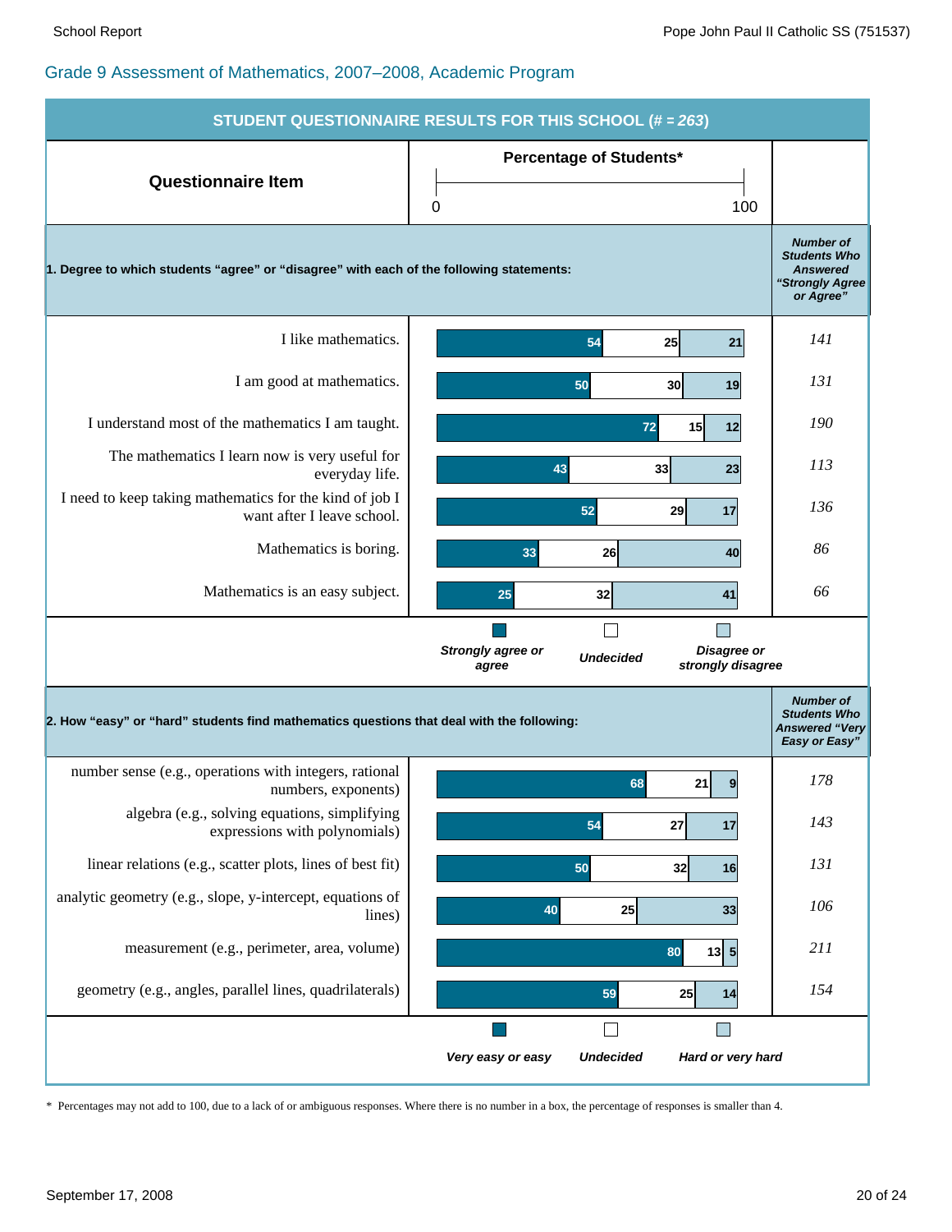## Grade 9 Assessment of Mathematics, 2007–2008, Academic Program

### STUDENT QUESTIONNAIRE RESULTS FOR THIS SCHOOL (# = *263*)

Percentage of Students* (0–100)

**1. Degree to which students "agree" or "disagree" with each of the following statements:**

| Questionnaire Item | Strongly agree or agree | Undecided | Disagree or strongly disagree | Number of Students Who Answered "Strongly Agree or Agree" |
|---|---|---|---|---|
| I like mathematics. | 54 | 25 | 21 | *141* |
| I am good at mathematics. | 50 | 30 | 19 | *131* |
| I understand most of the mathematics I am taught. | 72 | 15 | 12 | *190* |
| The mathematics I learn now is very useful for everyday life. | 43 | 33 | 23 | *113* |
| I need to keep taking mathematics for the kind of job I want after I leave school. | 52 | 29 | 17 | *136* |
| Mathematics is boring. | 33 | 26 | 40 | *86* |
| Mathematics is an easy subject. | 25 | 32 | 41 | *66* |

**2. How "easy" or "hard" students find mathematics questions that deal with the following:**

| Questionnaire Item | Very easy or easy | Undecided | Hard or very hard | Number of Students Who Answered "Very Easy or Easy" |
|---|---|---|---|---|
| number sense (e.g., operations with integers, rational numbers, exponents) | 68 | 21 | 9 | *178* |
| algebra (e.g., solving equations, simplifying expressions with polynomials) | 54 | 27 | 17 | *143* |
| linear relations (e.g., scatter plots, lines of best fit) | 50 | 32 | 16 | *131* |
| analytic geometry (e.g., slope, y-intercept, equations of lines) | 40 | 25 | 33 | *106* |
| measurement (e.g., perimeter, area, volume) | 80 | 13 | 5 | *211* |
| geometry (e.g., angles, parallel lines, quadrilaterals) | 59 | 25 | 14 | *154* |

\* Percentages may not add to 100, due to a lack of or ambiguous responses. Where there is no number in a box, the percentage of responses is smaller than 4.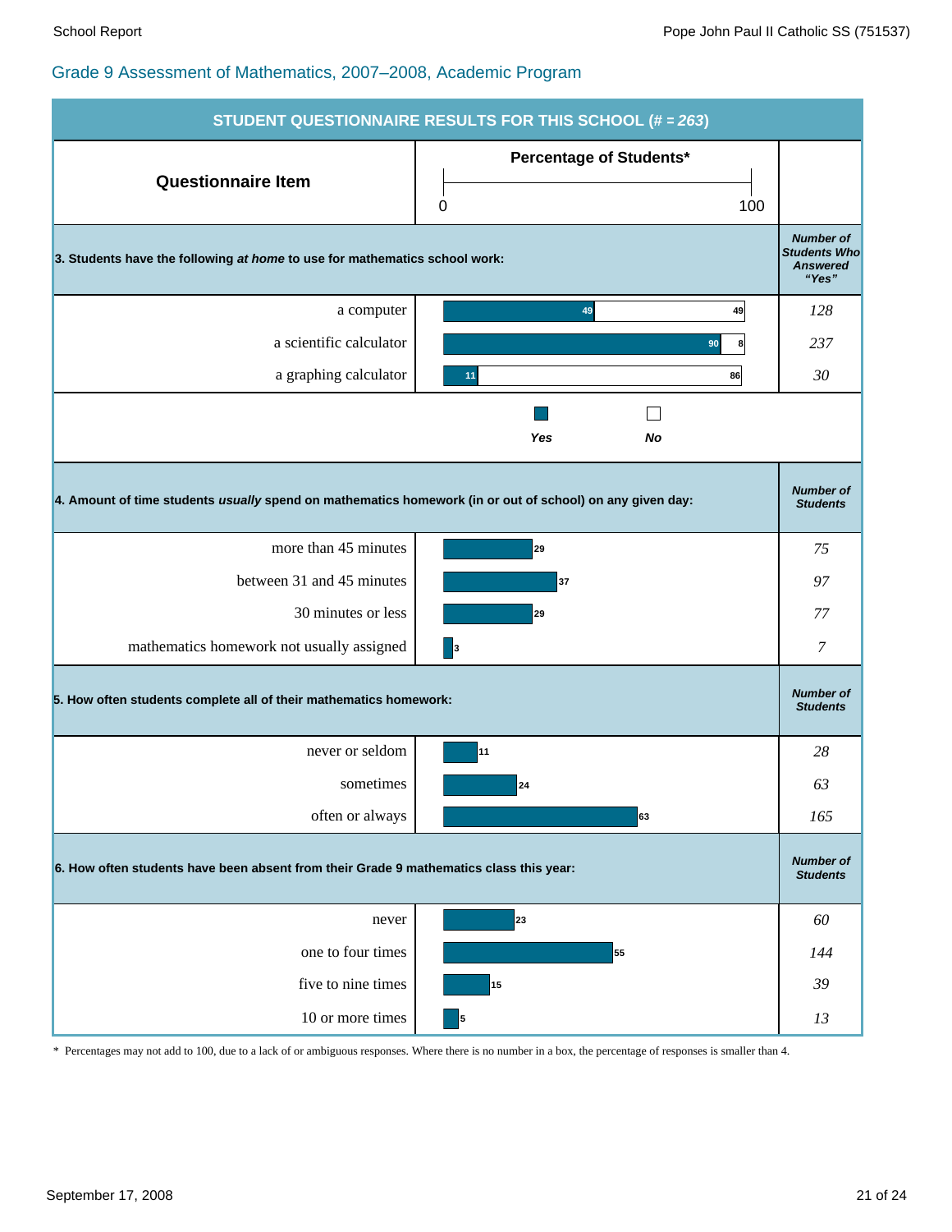## Grade 9 Assessment of Mathematics, 2007–2008, Academic Program

**STUDENT QUESTIONNAIRE RESULTS FOR THIS SCHOOL (# = *263*)**

| Questionnaire Item | Percentage of Students* (0–100) | |
|---|---|---|
| **3. Students have the following *at home* to use for mathematics school work:** | | ***Number of Students Who Answered "Yes"*** |
| a computer | Yes: 49; No: 49 | *128* |
| a scientific calculator | Yes: 90; No: 8 | *237* |
| a graphing calculator | Yes: 11; No: 86 | *30* |
| **4. Amount of time students *usually* spend on mathematics homework (in or out of school) on any given day:** | | ***Number of Students*** |
| more than 45 minutes | 29 | *75* |
| between 31 and 45 minutes | 37 | *97* |
| 30 minutes or less | 29 | *77* |
| mathematics homework not usually assigned | 3 | *7* |
| **5. How often students complete all of their mathematics homework:** | | ***Number of Students*** |
| never or seldom | 11 | *28* |
| sometimes | 24 | *63* |
| often or always | 63 | *165* |
| **6. How often students have been absent from their Grade 9 mathematics class this year:** | | ***Number of Students*** |
| never | 23 | *60* |
| one to four times | 55 | *144* |
| five to nine times | 15 | *39* |
| 10 or more times | 5 | *13* |

\* Percentages may not add to 100, due to a lack of or ambiguous responses. Where there is no number in a box, the percentage of responses is smaller than 4.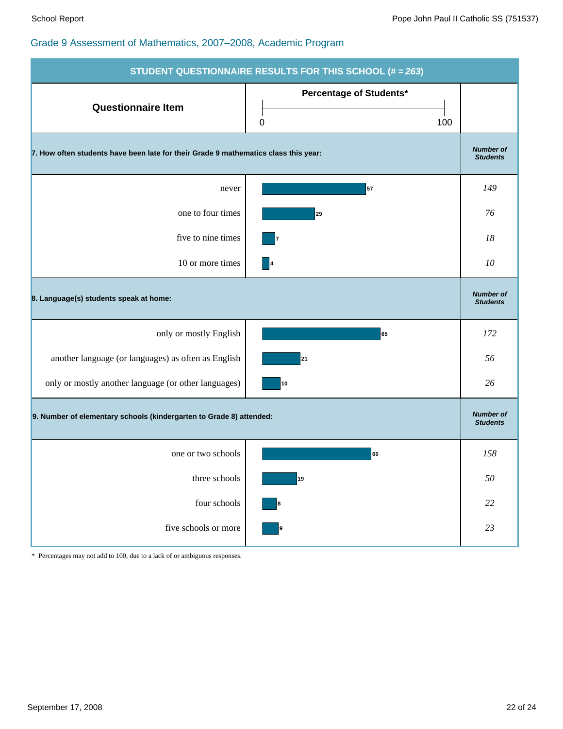## Grade 9 Assessment of Mathematics, 2007–2008, Academic Program

**STUDENT QUESTIONNAIRE RESULTS FOR THIS SCHOOL (*# = 263*)**

| Questionnaire Item | Percentage of Students* | Number of Students |
|---|---|---|
| **7. How often students have been late for their Grade 9 mathematics class this year:** | | |
| never | 57 | 149 |
| one to four times | 29 | 76 |
| five to nine times | 7 | 18 |
| 10 or more times | 4 | 10 |
| **8. Language(s) students speak at home:** | | |
| only or mostly English | 65 | 172 |
| another language (or languages) as often as English | 21 | 56 |
| only or mostly another language (or other languages) | 10 | 26 |
| **9. Number of elementary schools (kindergarten to Grade 8) attended:** | | |
| one or two schools | 60 | 158 |
| three schools | 19 | 50 |
| four schools | 8 | 22 |
| five schools or more | 9 | 23 |

\* Percentages may not add to 100, due to a lack of or ambiguous responses.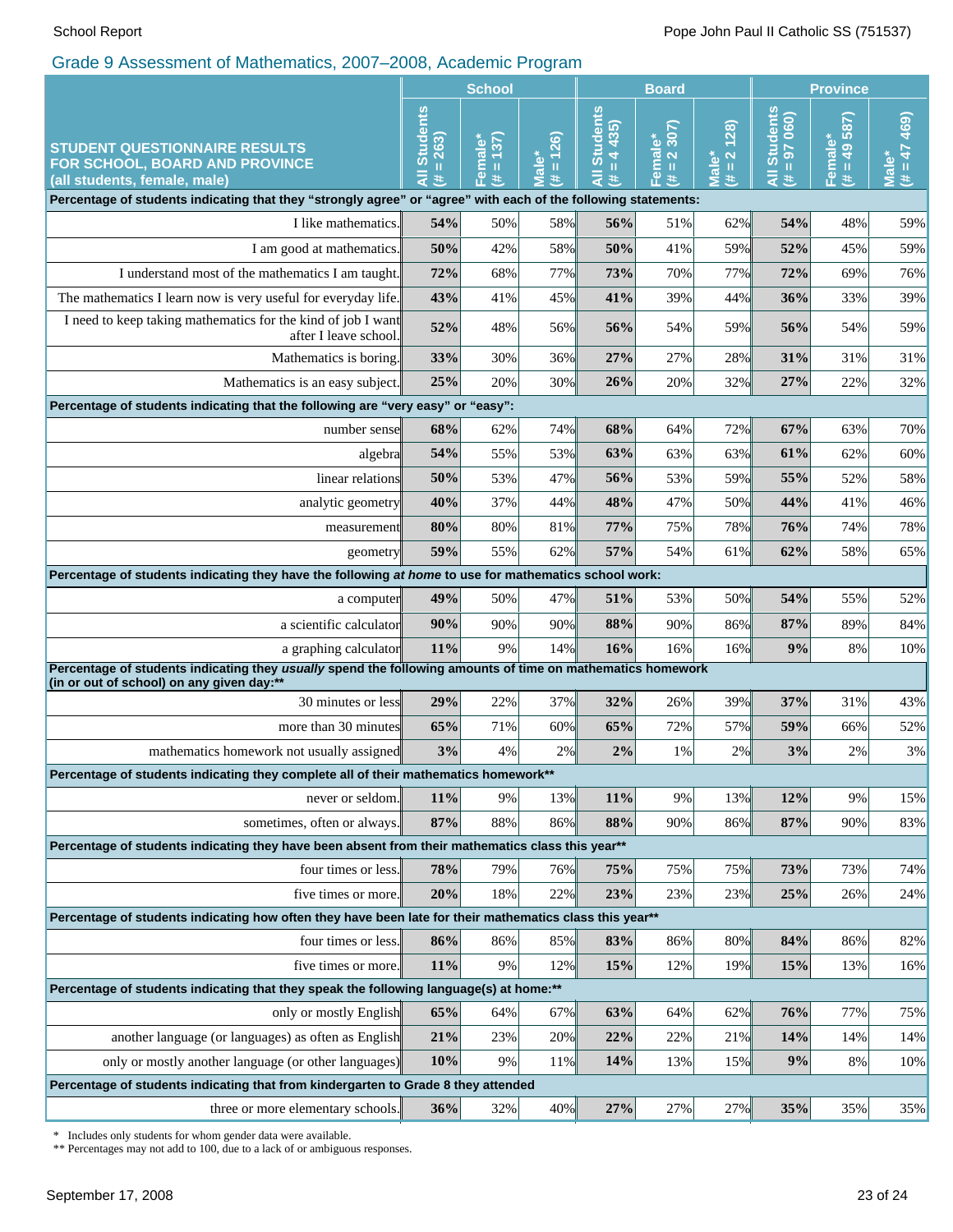## Grade 9 Assessment of Mathematics, 2007–2008, Academic Program

| STUDENT QUESTIONNAIRE RESULTS FOR SCHOOL, BOARD AND PROVINCE (all students, female, male) | School | | | Board | | | Province | | |
|---|---|---|---|---|---|---|---|---|---|
| | All Students (# = 263) | Female* (# = 137) | Male* (# = 126) | All Students (# = 4 435) | Female* (# = 2 307) | Male* (# = 2 128) | All Students (# = 97 060) | Female* (# = 49 587) | Male* (# = 47 469) |
| **Percentage of students indicating that they "strongly agree" or "agree" with each of the following statements:** | | | | | | | | | |
| I like mathematics. | **54%** | 50% | 58% | **56%** | 51% | 62% | **54%** | 48% | 59% |
| I am good at mathematics. | **50%** | 42% | 58% | **50%** | 41% | 59% | **52%** | 45% | 59% |
| I understand most of the mathematics I am taught. | **72%** | 68% | 77% | **73%** | 70% | 77% | **72%** | 69% | 76% |
| The mathematics I learn now is very useful for everyday life. | **43%** | 41% | 45% | **41%** | 39% | 44% | **36%** | 33% | 39% |
| I need to keep taking mathematics for the kind of job I want after I leave school. | **52%** | 48% | 56% | **56%** | 54% | 59% | **56%** | 54% | 59% |
| Mathematics is boring. | **33%** | 30% | 36% | **27%** | 27% | 28% | **31%** | 31% | 31% |
| Mathematics is an easy subject. | **25%** | 20% | 30% | **26%** | 20% | 32% | **27%** | 22% | 32% |
| **Percentage of students indicating that the following are "very easy" or "easy":** | | | | | | | | | |
| number sense | **68%** | 62% | 74% | **68%** | 64% | 72% | **67%** | 63% | 70% |
| algebra | **54%** | 55% | 53% | **63%** | 63% | 63% | **61%** | 62% | 60% |
| linear relations | **50%** | 53% | 47% | **56%** | 53% | 59% | **55%** | 52% | 58% |
| analytic geometry | **40%** | 37% | 44% | **48%** | 47% | 50% | **44%** | 41% | 46% |
| measurement | **80%** | 80% | 81% | **77%** | 75% | 78% | **76%** | 74% | 78% |
| geometry | **59%** | 55% | 62% | **57%** | 54% | 61% | **62%** | 58% | 65% |
| **Percentage of students indicating they have the following *at home* to use for mathematics school work:** | | | | | | | | | |
| a computer | **49%** | 50% | 47% | **51%** | 53% | 50% | **54%** | 55% | 52% |
| a scientific calculator | **90%** | 90% | 90% | **88%** | 90% | 86% | **87%** | 89% | 84% |
| a graphing calculator | **11%** | 9% | 14% | **16%** | 16% | 16% | **9%** | 8% | 10% |
| **Percentage of students indicating they *usually* spend the following amounts of time on mathematics homework (in or out of school) on any given day:**\*\* | | | | | | | | | |
| 30 minutes or less | **29%** | 22% | 37% | **32%** | 26% | 39% | **37%** | 31% | 43% |
| more than 30 minutes | **65%** | 71% | 60% | **65%** | 72% | 57% | **59%** | 66% | 52% |
| mathematics homework not usually assigned | **3%** | 4% | 2% | **2%** | 1% | 2% | **3%** | 2% | 3% |
| **Percentage of students indicating they complete all of their mathematics homework**\*\* | | | | | | | | | |
| never or seldom. | **11%** | 9% | 13% | **11%** | 9% | 13% | **12%** | 9% | 15% |
| sometimes, often or always. | **87%** | 88% | 86% | **88%** | 90% | 86% | **87%** | 90% | 83% |
| **Percentage of students indicating they have been absent from their mathematics class this year**\*\* | | | | | | | | | |
| four times or less. | **78%** | 79% | 76% | **75%** | 75% | 75% | **73%** | 73% | 74% |
| five times or more. | **20%** | 18% | 22% | **23%** | 23% | 23% | **25%** | 26% | 24% |
| **Percentage of students indicating how often they have been late for their mathematics class this year**\*\* | | | | | | | | | |
| four times or less. | **86%** | 86% | 85% | **83%** | 86% | 80% | **84%** | 86% | 82% |
| five times or more. | **11%** | 9% | 12% | **15%** | 12% | 19% | **15%** | 13% | 16% |
| **Percentage of students indicating that they speak the following language(s) at home:**\*\* | | | | | | | | | |
| only or mostly English | **65%** | 64% | 67% | **63%** | 64% | 62% | **76%** | 77% | 75% |
| another language (or languages) as often as English | **21%** | 23% | 20% | **22%** | 22% | 21% | **14%** | 14% | 14% |
| only or mostly another language (or other languages) | **10%** | 9% | 11% | **14%** | 13% | 15% | **9%** | 8% | 10% |
| **Percentage of students indicating that from kindergarten to Grade 8 they attended** | | | | | | | | | |
| three or more elementary schools. | **36%** | 32% | 40% | **27%** | 27% | 27% | **35%** | 35% | 35% |

\* Includes only students for whom gender data were available.
\*\* Percentages may not add to 100, due to a lack of or ambiguous responses.

September 17, 2008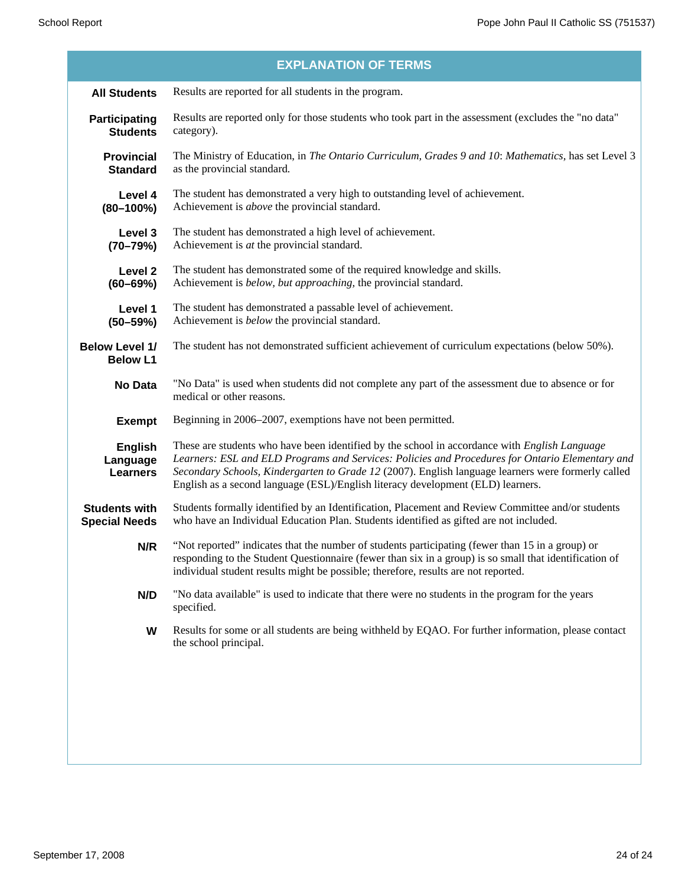## EXPLANATION OF TERMS

| | |
|---|---|
| **All Students** | Results are reported for all students in the program. |
| **Participating Students** | Results are reported only for those students who took part in the assessment (excludes the "no data" category). |
| **Provincial Standard** | The Ministry of Education, in *The Ontario Curriculum, Grades 9 and 10*: *Mathematics,* has set Level 3 as the provincial standard. |
| **Level 4 (80–100%)** | The student has demonstrated a very high to outstanding level of achievement. Achievement is *above* the provincial standard. |
| **Level 3 (70–79%)** | The student has demonstrated a high level of achievement. Achievement is *at* the provincial standard. |
| **Level 2 (60–69%)** | The student has demonstrated some of the required knowledge and skills. Achievement is *below, but approaching,* the provincial standard. |
| **Level 1 (50–59%)** | The student has demonstrated a passable level of achievement. Achievement is *below* the provincial standard. |
| **Below Level 1/ Below L1** | The student has not demonstrated sufficient achievement of curriculum expectations (below 50%). |
| **No Data** | "No Data" is used when students did not complete any part of the assessment due to absence or for medical or other reasons. |
| **Exempt** | Beginning in 2006–2007, exemptions have not been permitted. |
| **English Language Learners** | These are students who have been identified by the school in accordance with *English Language Learners: ESL and ELD Programs and Services: Policies and Procedures for Ontario Elementary and Secondary Schools, Kindergarten to Grade 12* (2007). English language learners were formerly called English as a second language (ESL)/English literacy development (ELD) learners. |
| **Students with Special Needs** | Students formally identified by an Identification, Placement and Review Committee and/or students who have an Individual Education Plan. Students identified as gifted are not included. |
| **N/R** | "Not reported" indicates that the number of students participating (fewer than 15 in a group) or responding to the Student Questionnaire (fewer than six in a group) is so small that identification of individual student results might be possible; therefore, results are not reported. |
| **N/D** | "No data available" is used to indicate that there were no students in the program for the years specified. |
| **W** | Results for some or all students are being withheld by EQAO. For further information, please contact the school principal. |